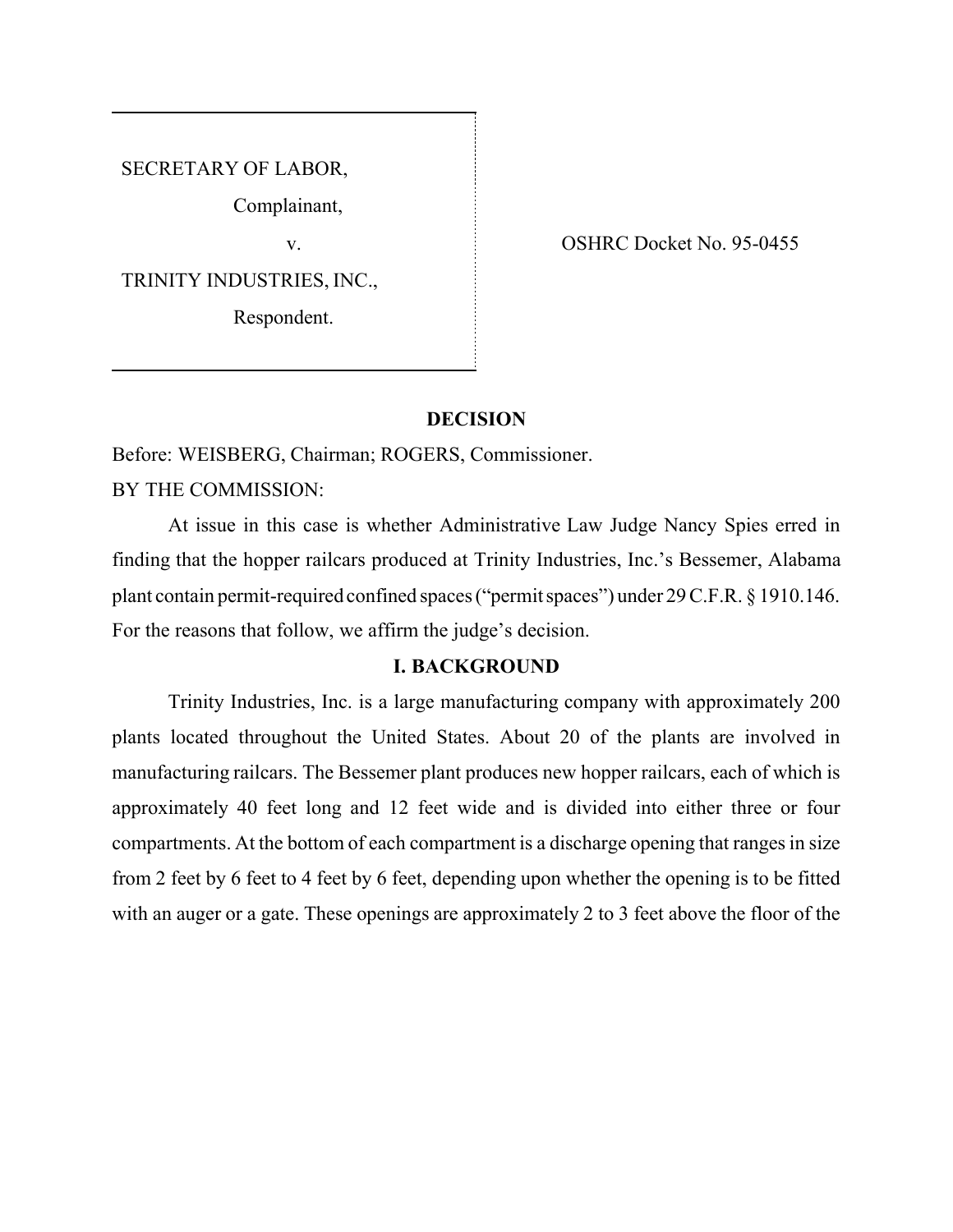SECRETARY OF LABOR,

Complainant,

v.

TRINITY INDUSTRIES, INC.,

Respondent.

OSHRC Docket No. 95-0455

## DECISION

Before: WEISBERG, Chairman; ROGERS, Commissioner.

BY THE COMMISSION:

At issue in this case is whether Administrative Law Judge Nancy Spies erred in finding that the hopper railcars produced at Trinity Industries, Inc.'s Bessemer, Alabama plant contain permit-required confined spaces ("permit spaces") under 29 C.F.R. § 1910.146. For the reasons that follow, we affirm the judge's decision.

## I. BACKGROUND

Trinity Industries, Inc. is a large manufacturing company with approximately 200 plants located throughout the United States. About 20 of the plants are involved in manufacturing railcars. The Bessemer plant produces new hopper railcars, each of which is approximately 40 feet long and 12 feet wide and is divided into either three or four compartments. At the bottom of each compartment is a discharge opening that ranges in size from 2 feet by 6 feet to 4 feet by 6 feet, depending upon whether the opening is to be fitted with an auger or a gate. These openings are approximately 2 to 3 feet above the floor of the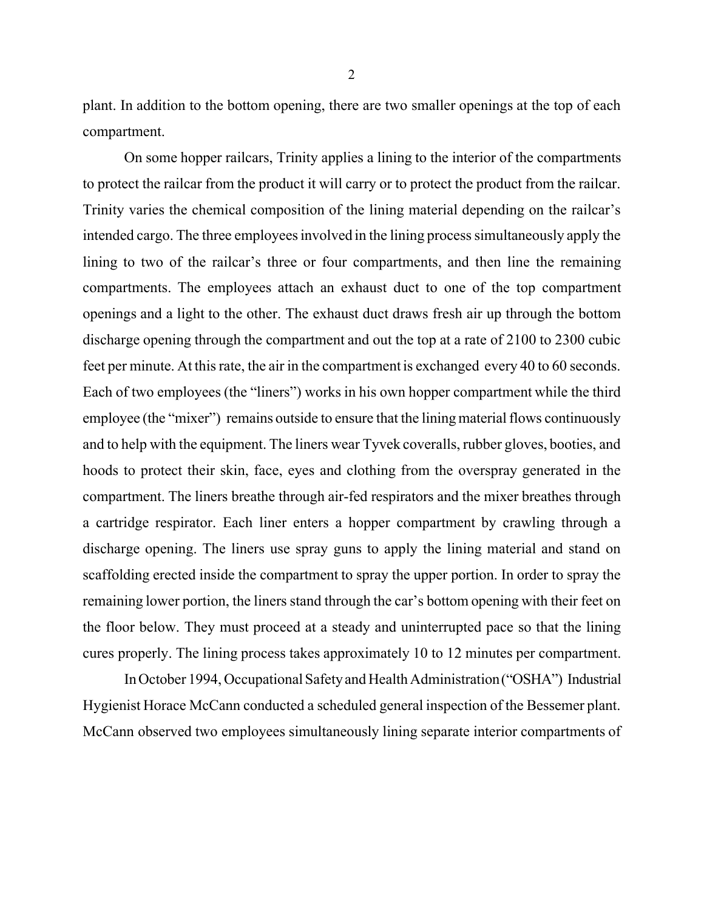plant. In addition to the bottom opening, there are two smaller openings at the top of each compartment.

On some hopper railcars, Trinity applies a lining to the interior of the compartments to protect the railcar from the product it will carry or to protect the product from the railcar. Trinity varies the chemical composition of the lining material depending on the railcar's intended cargo. The three employees involved in the lining process simultaneously apply the lining to two of the railcar's three or four compartments, and then line the remaining compartments. The employees attach an exhaust duct to one of the top compartment openings and a light to the other. The exhaust duct draws fresh air up through the bottom discharge opening through the compartment and out the top at a rate of 2100 to 2300 cubic feet per minute. At this rate, the air in the compartment is exchanged every 40 to 60 seconds. Each of two employees (the "liners") works in his own hopper compartment while the third employee (the "mixer") remains outside to ensure that the lining material flows continuously and to help with the equipment. The liners wear Tyvek coveralls, rubber gloves, booties, and hoods to protect their skin, face, eyes and clothing from the overspray generated in the compartment. The liners breathe through air-fed respirators and the mixer breathes through a cartridge respirator. Each liner enters a hopper compartment by crawling through a discharge opening. The liners use spray guns to apply the lining material and stand on scaffolding erected inside the compartment to spray the upper portion. In order to spray the remaining lower portion, the liners stand through the car's bottom opening with their feet on the floor below. They must proceed at a steady and uninterrupted pace so that the lining cures properly. The lining process takes approximately 10 to 12 minutes per compartment.

In October 1994, Occupational Safety and Health Administration ("OSHA") Industrial Hygienist Horace McCann conducted a scheduled general inspection of the Bessemer plant. McCann observed two employees simultaneously lining separate interior compartments of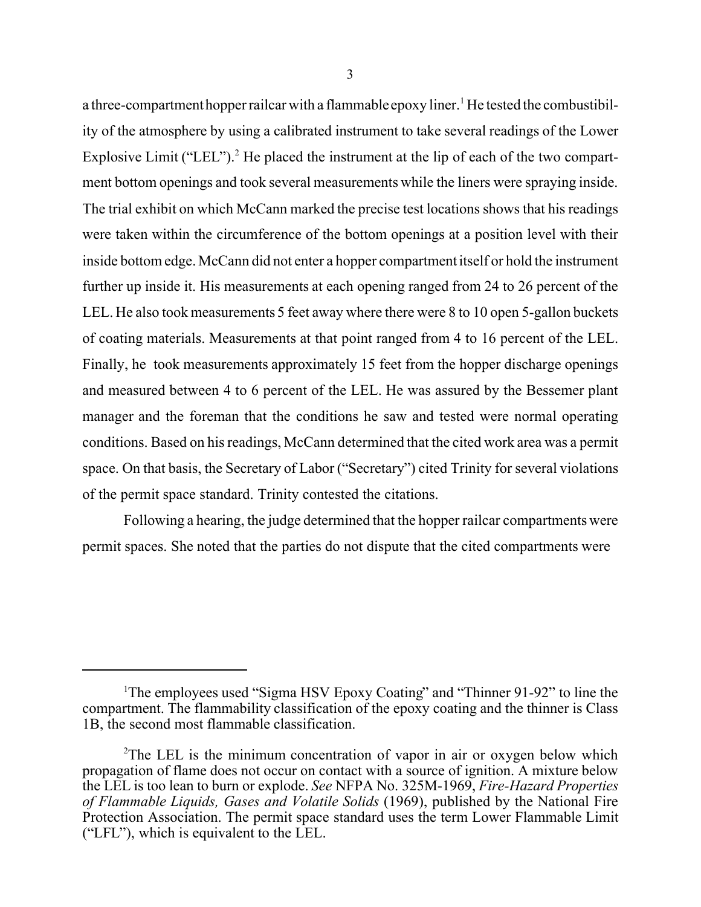a three-compartment hopper railcar with a flammable epoxy liner.[1] He tested the combustibility of the atmosphere by using a calibrated instrument to take several readings of the Lower Explosive Limit ("LEL").[2] He placed the instrument at the lip of each of the two compartment bottom openings and took several measurements while the liners were spraying inside. The trial exhibit on which McCann marked the precise test locations shows that his readings were taken within the circumference of the bottom openings at a position level with their inside bottom edge. McCann did not enter a hopper compartment itself or hold the instrument further up inside it. His measurements at each opening ranged from 24 to 26 percent of the LEL. He also took measurements 5 feet away where there were 8 to 10 open 5-gallon buckets of coating materials. Measurements at that point ranged from 4 to 16 percent of the LEL. Finally, he took measurements approximately 15 feet from the hopper discharge openings and measured between 4 to 6 percent of the LEL. He was assured by the Bessemer plant manager and the foreman that the conditions he saw and tested were normal operating conditions. Based on his readings, McCann determined that the cited work area was a permit space. On that basis, the Secretary of Labor ("Secretary") cited Trinity for several violations of the permit space standard. Trinity contested the citations.

Following a hearing, the judge determined that the hopper railcar compartments were permit spaces. She noted that the parties do not dispute that the cited compartments were

---

[1]The employees used "Sigma HSV Epoxy Coating" and "Thinner 91-92" to line the compartment. The flammability classification of the epoxy coating and the thinner is Class 1B, the second most flammable classification.

[2]The LEL is the minimum concentration of vapor in air or oxygen below which propagation of flame does not occur on contact with a source of ignition. A mixture below the LEL is too lean to burn or explode. *See* NFPA No. 325M-1969, *Fire-Hazard Properties of Flammable Liquids, Gases and Volatile Solids* (1969), published by the National Fire Protection Association. The permit space standard uses the term Lower Flammable Limit ("LFL"), which is equivalent to the LEL.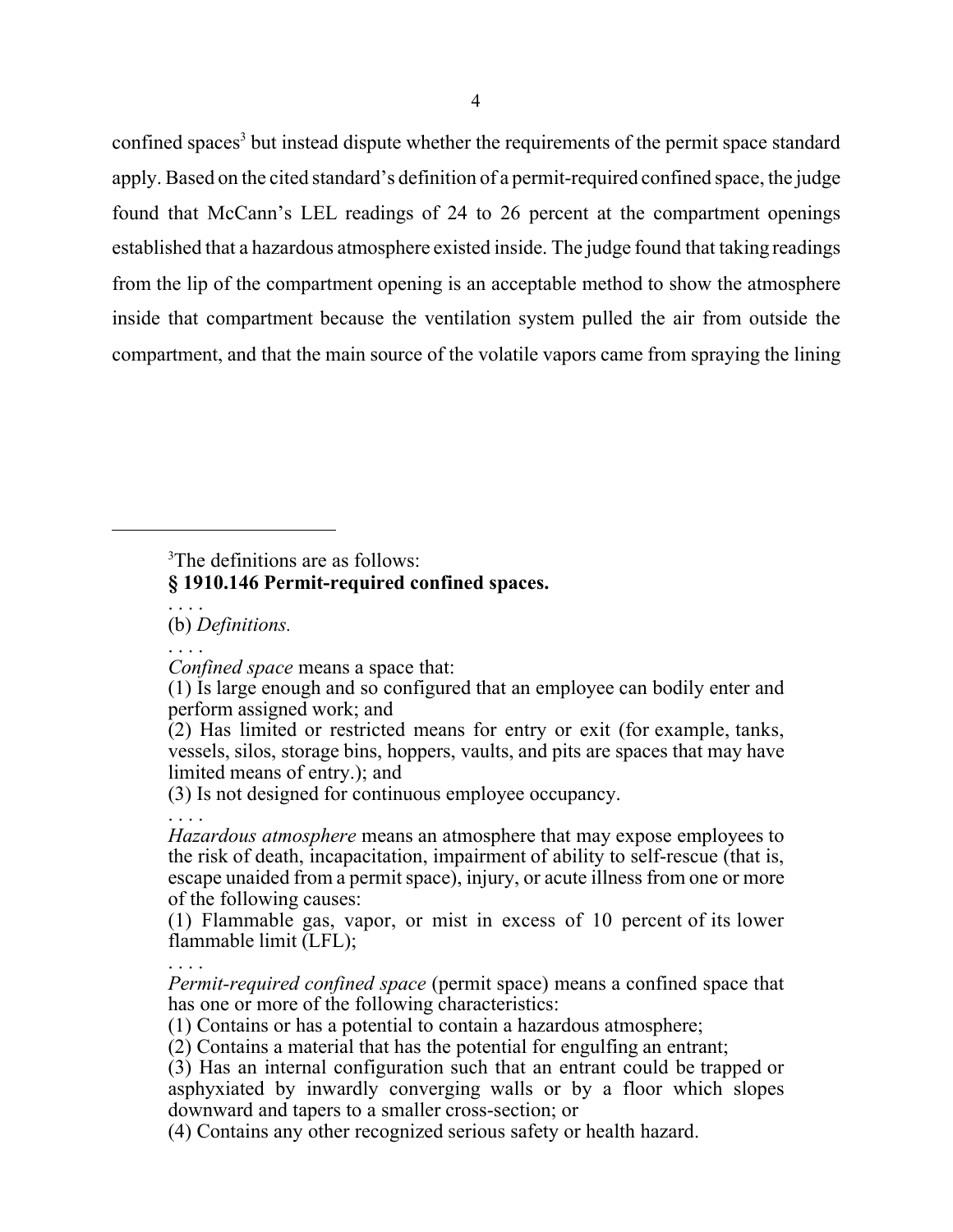confined spaces[3] but instead dispute whether the requirements of the permit space standard apply. Based on the cited standard's definition of a permit-required confined space, the judge found that McCann's LEL readings of 24 to 26 percent at the compartment openings established that a hazardous atmosphere existed inside. The judge found that taking readings from the lip of the compartment opening is an acceptable method to show the atmosphere inside that compartment because the ventilation system pulled the air from outside the compartment, and that the main source of the volatile vapors came from spraying the lining

---

[3]The definitions are as follows:

**§ 1910.146 Permit-required confined spaces.**

. . . .

(b) *Definitions.*

. . . .

*Confined space* means a space that:

(1) Is large enough and so configured that an employee can bodily enter and perform assigned work; and

(2) Has limited or restricted means for entry or exit (for example, tanks, vessels, silos, storage bins, hoppers, vaults, and pits are spaces that may have limited means of entry.); and

(3) Is not designed for continuous employee occupancy.

. . . .

*Hazardous atmosphere* means an atmosphere that may expose employees to the risk of death, incapacitation, impairment of ability to self-rescue (that is, escape unaided from a permit space), injury, or acute illness from one or more of the following causes:

(1) Flammable gas, vapor, or mist in excess of 10 percent of its lower flammable limit (LFL);

. . . .

*Permit-required confined space* (permit space) means a confined space that has one or more of the following characteristics:

(1) Contains or has a potential to contain a hazardous atmosphere;

(2) Contains a material that has the potential for engulfing an entrant;

(3) Has an internal configuration such that an entrant could be trapped or asphyxiated by inwardly converging walls or by a floor which slopes downward and tapers to a smaller cross-section; or

(4) Contains any other recognized serious safety or health hazard.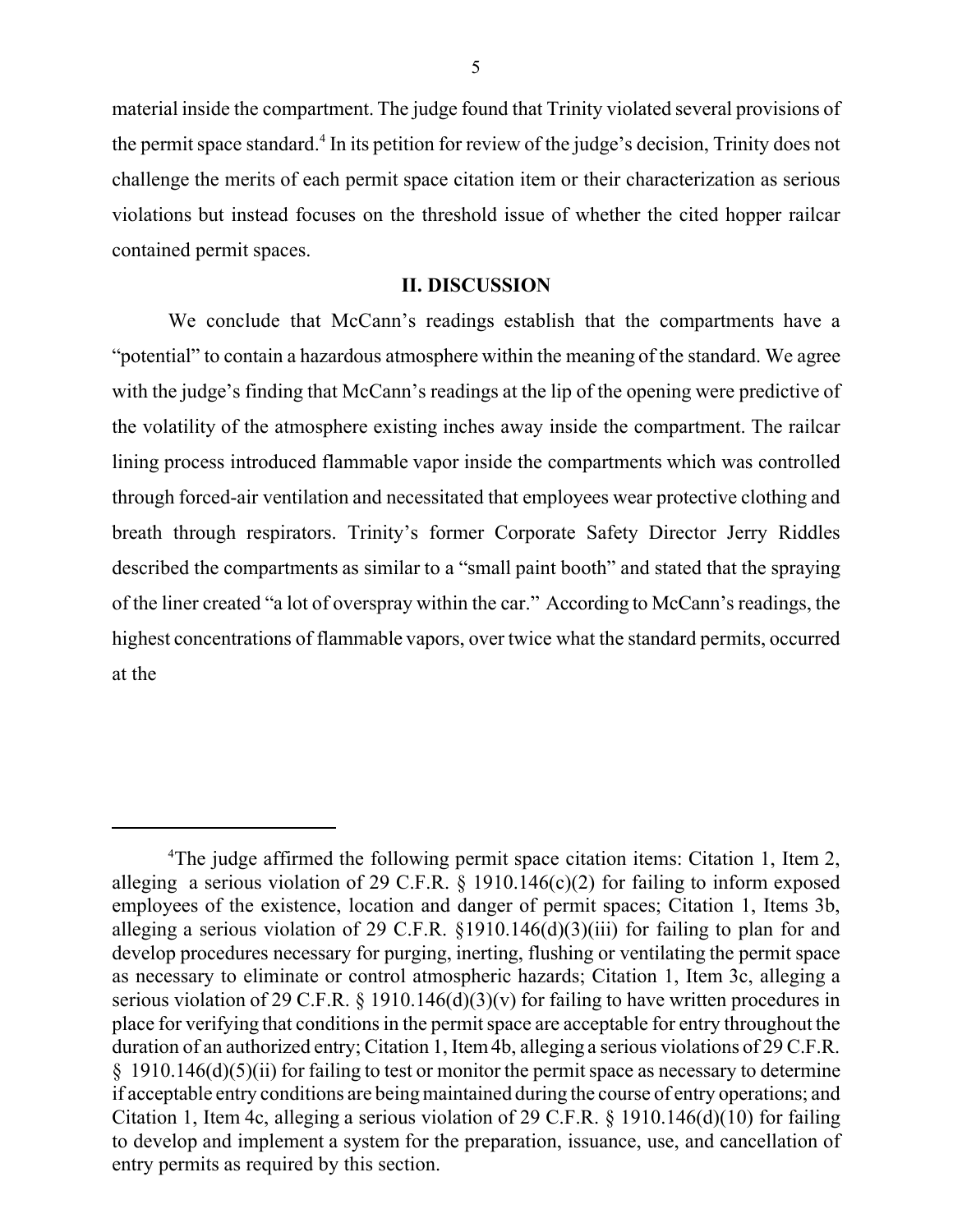material inside the compartment. The judge found that Trinity violated several provisions of the permit space standard.[4] In its petition for review of the judge's decision, Trinity does not challenge the merits of each permit space citation item or their characterization as serious violations but instead focuses on the threshold issue of whether the cited hopper railcar contained permit spaces.

## II. DISCUSSION

We conclude that McCann's readings establish that the compartments have a "potential" to contain a hazardous atmosphere within the meaning of the standard. We agree with the judge's finding that McCann's readings at the lip of the opening were predictive of the volatility of the atmosphere existing inches away inside the compartment. The railcar lining process introduced flammable vapor inside the compartments which was controlled through forced-air ventilation and necessitated that employees wear protective clothing and breath through respirators. Trinity's former Corporate Safety Director Jerry Riddles described the compartments as similar to a "small paint booth" and stated that the spraying of the liner created "a lot of overspray within the car." According to McCann's readings, the highest concentrations of flammable vapors, over twice what the standard permits, occurred at the

---

[4]The judge affirmed the following permit space citation items: Citation 1, Item 2, alleging a serious violation of 29 C.F.R. § 1910.146(c)(2) for failing to inform exposed employees of the existence, location and danger of permit spaces; Citation 1, Items 3b, alleging a serious violation of 29 C.F.R. §1910.146(d)(3)(iii) for failing to plan for and develop procedures necessary for purging, inerting, flushing or ventilating the permit space as necessary to eliminate or control atmospheric hazards; Citation 1, Item 3c, alleging a serious violation of 29 C.F.R. § 1910.146(d)(3)(v) for failing to have written procedures in place for verifying that conditions in the permit space are acceptable for entry throughout the duration of an authorized entry; Citation 1, Item 4b, alleging a serious violations of 29 C.F.R. § 1910.146(d)(5)(ii) for failing to test or monitor the permit space as necessary to determine if acceptable entry conditions are being maintained during the course of entry operations; and Citation 1, Item 4c, alleging a serious violation of 29 C.F.R. § 1910.146(d)(10) for failing to develop and implement a system for the preparation, issuance, use, and cancellation of entry permits as required by this section.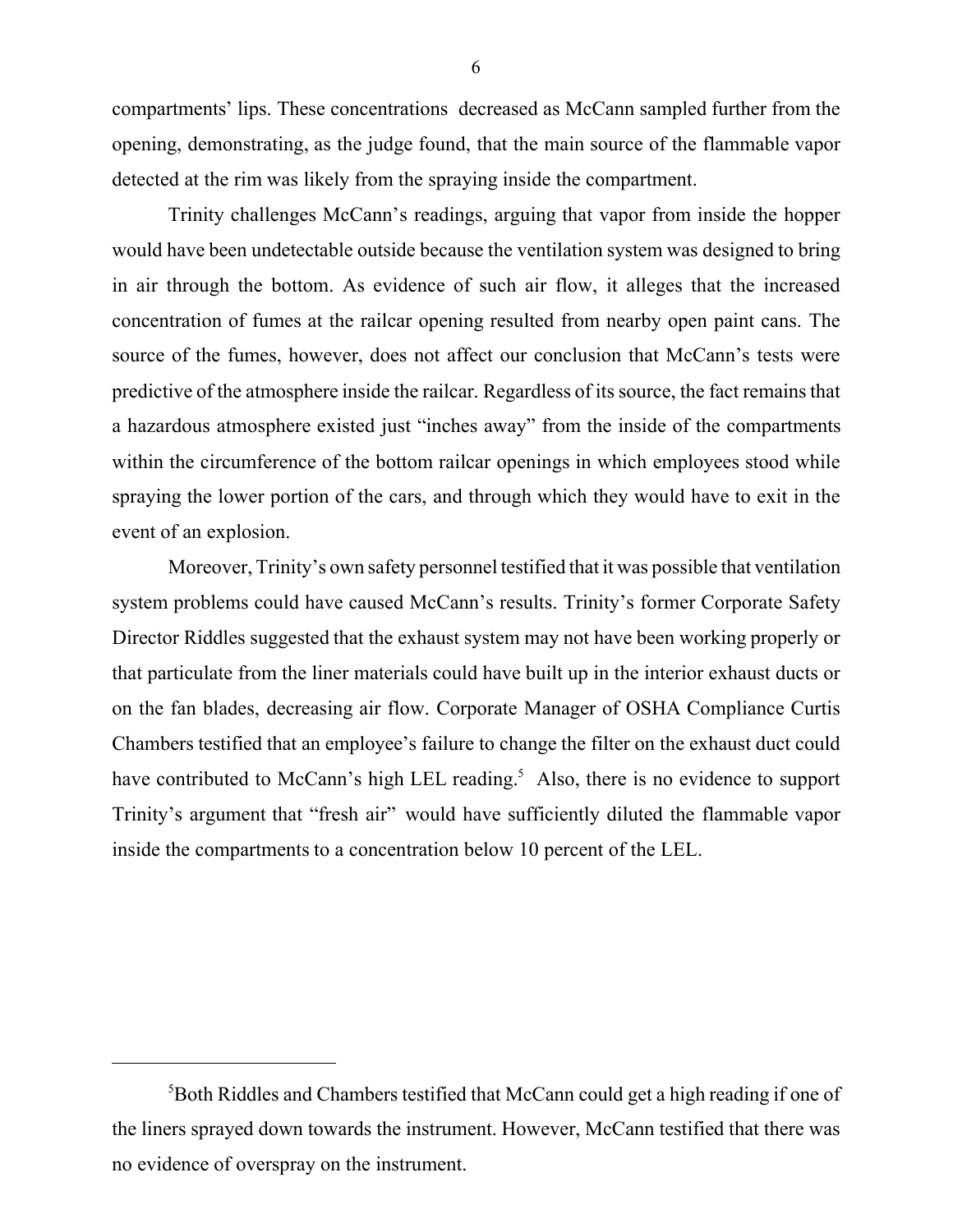compartments' lips. These concentrations decreased as McCann sampled further from the opening, demonstrating, as the judge found, that the main source of the flammable vapor detected at the rim was likely from the spraying inside the compartment.

Trinity challenges McCann's readings, arguing that vapor from inside the hopper would have been undetectable outside because the ventilation system was designed to bring in air through the bottom. As evidence of such air flow, it alleges that the increased concentration of fumes at the railcar opening resulted from nearby open paint cans. The source of the fumes, however, does not affect our conclusion that McCann's tests were predictive of the atmosphere inside the railcar. Regardless of its source, the fact remains that a hazardous atmosphere existed just "inches away" from the inside of the compartments within the circumference of the bottom railcar openings in which employees stood while spraying the lower portion of the cars, and through which they would have to exit in the event of an explosion.

Moreover, Trinity's own safety personnel testified that it was possible that ventilation system problems could have caused McCann's results. Trinity's former Corporate Safety Director Riddles suggested that the exhaust system may not have been working properly or that particulate from the liner materials could have built up in the interior exhaust ducts or on the fan blades, decreasing air flow. Corporate Manager of OSHA Compliance Curtis Chambers testified that an employee's failure to change the filter on the exhaust duct could have contributed to McCann's high LEL reading.[5] Also, there is no evidence to support Trinity's argument that "fresh air" would have sufficiently diluted the flammable vapor inside the compartments to a concentration below 10 percent of the LEL.

---

[5]Both Riddles and Chambers testified that McCann could get a high reading if one of the liners sprayed down towards the instrument. However, McCann testified that there was no evidence of overspray on the instrument.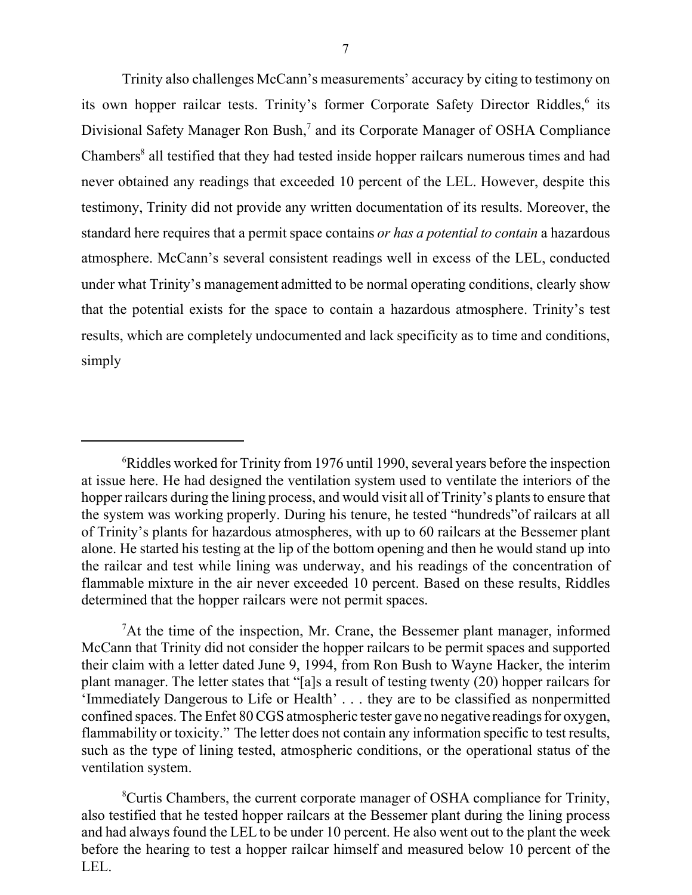Trinity also challenges McCann's measurements' accuracy by citing to testimony on its own hopper railcar tests. Trinity's former Corporate Safety Director Riddles,[6] its Divisional Safety Manager Ron Bush,[7] and its Corporate Manager of OSHA Compliance Chambers[8] all testified that they had tested inside hopper railcars numerous times and had never obtained any readings that exceeded 10 percent of the LEL. However, despite this testimony, Trinity did not provide any written documentation of its results. Moreover, the standard here requires that a permit space contains *or has a potential to contain* a hazardous atmosphere. McCann's several consistent readings well in excess of the LEL, conducted under what Trinity's management admitted to be normal operating conditions, clearly show that the potential exists for the space to contain a hazardous atmosphere. Trinity's test results, which are completely undocumented and lack specificity as to time and conditions, simply

---

[6]Riddles worked for Trinity from 1976 until 1990, several years before the inspection at issue here. He had designed the ventilation system used to ventilate the interiors of the hopper railcars during the lining process, and would visit all of Trinity's plants to ensure that the system was working properly. During his tenure, he tested "hundreds"of railcars at all of Trinity's plants for hazardous atmospheres, with up to 60 railcars at the Bessemer plant alone. He started his testing at the lip of the bottom opening and then he would stand up into the railcar and test while lining was underway, and his readings of the concentration of flammable mixture in the air never exceeded 10 percent. Based on these results, Riddles determined that the hopper railcars were not permit spaces.

[7]At the time of the inspection, Mr. Crane, the Bessemer plant manager, informed McCann that Trinity did not consider the hopper railcars to be permit spaces and supported their claim with a letter dated June 9, 1994, from Ron Bush to Wayne Hacker, the interim plant manager. The letter states that "[a]s a result of testing twenty (20) hopper railcars for 'Immediately Dangerous to Life or Health' . . . they are to be classified as nonpermitted confined spaces. The Enfet 80 CGS atmospheric tester gave no negative readings for oxygen, flammability or toxicity." The letter does not contain any information specific to test results, such as the type of lining tested, atmospheric conditions, or the operational status of the ventilation system.

[8]Curtis Chambers, the current corporate manager of OSHA compliance for Trinity, also testified that he tested hopper railcars at the Bessemer plant during the lining process and had always found the LEL to be under 10 percent. He also went out to the plant the week before the hearing to test a hopper railcar himself and measured below 10 percent of the LEL.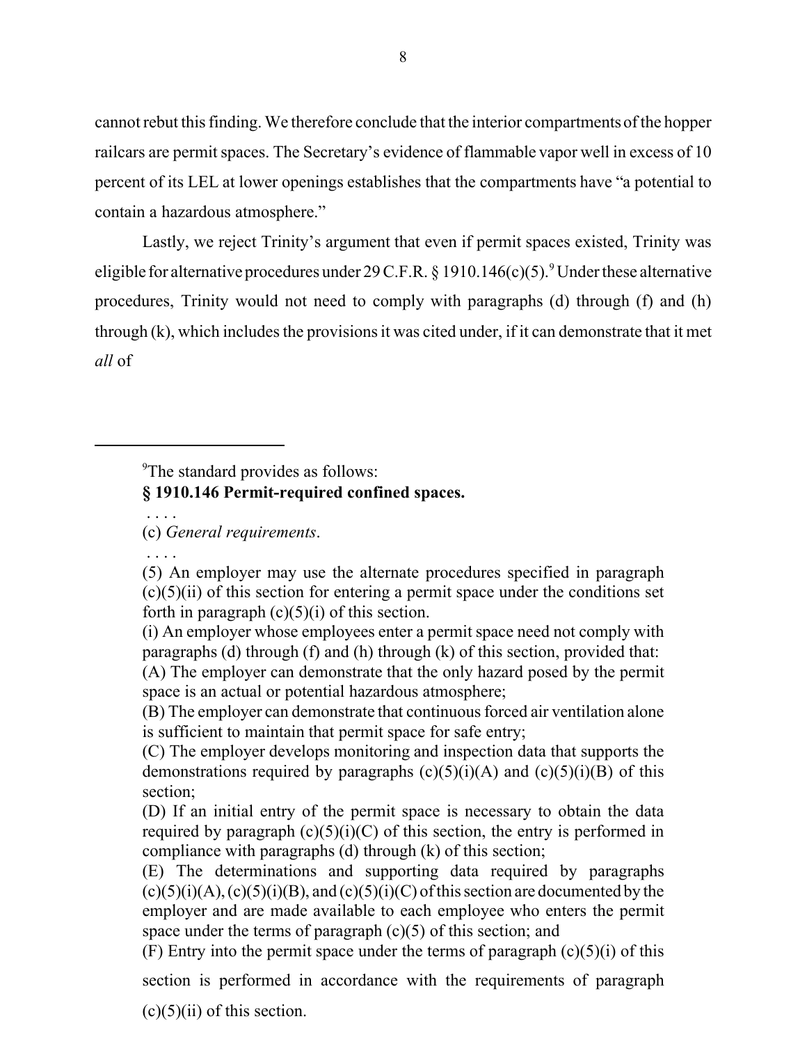cannot rebut this finding. We therefore conclude that the interior compartments of the hopper railcars are permit spaces. The Secretary's evidence of flammable vapor well in excess of 10 percent of its LEL at lower openings establishes that the compartments have "a potential to contain a hazardous atmosphere."

Lastly, we reject Trinity's argument that even if permit spaces existed, Trinity was eligible for alternative procedures under 29 C.F.R. § 1910.146(c)(5).[9] Under these alternative procedures, Trinity would not need to comply with paragraphs (d) through (f) and (h) through (k), which includes the provisions it was cited under, if it can demonstrate that it met *all* of

---

[9]The standard provides as follows:

**§ 1910.146 Permit-required confined spaces.**

. . . .

(c) *General requirements*.

. . . .

(5) An employer may use the alternate procedures specified in paragraph (c)(5)(ii) of this section for entering a permit space under the conditions set forth in paragraph (c)(5)(i) of this section.

(i) An employer whose employees enter a permit space need not comply with paragraphs (d) through (f) and (h) through (k) of this section, provided that:

(A) The employer can demonstrate that the only hazard posed by the permit space is an actual or potential hazardous atmosphere;

(B) The employer can demonstrate that continuous forced air ventilation alone is sufficient to maintain that permit space for safe entry;

(C) The employer develops monitoring and inspection data that supports the demonstrations required by paragraphs (c)(5)(i)(A) and (c)(5)(i)(B) of this section;

(D) If an initial entry of the permit space is necessary to obtain the data required by paragraph (c)(5)(i)(C) of this section, the entry is performed in compliance with paragraphs (d) through (k) of this section;

(E) The determinations and supporting data required by paragraphs (c)(5)(i)(A), (c)(5)(i)(B), and (c)(5)(i)(C) of this section are documented by the employer and are made available to each employee who enters the permit space under the terms of paragraph (c)(5) of this section; and

(F) Entry into the permit space under the terms of paragraph (c)(5)(i) of this section is performed in accordance with the requirements of paragraph (c)(5)(ii) of this section.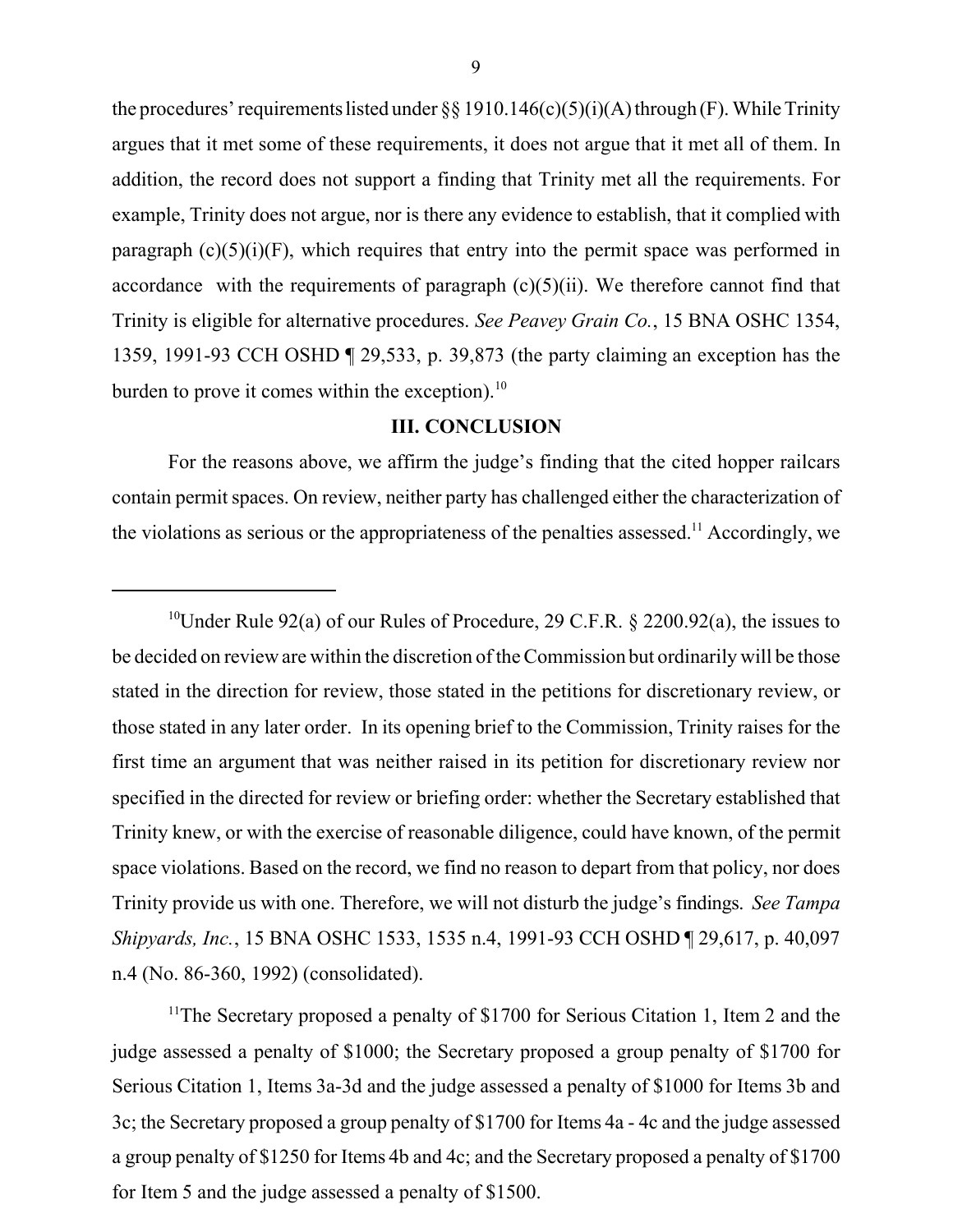the procedures' requirements listed under §§ 1910.146(c)(5)(i)(A) through (F). While Trinity argues that it met some of these requirements, it does not argue that it met all of them. In addition, the record does not support a finding that Trinity met all the requirements. For example, Trinity does not argue, nor is there any evidence to establish, that it complied with paragraph (c)(5)(i)(F), which requires that entry into the permit space was performed in accordance with the requirements of paragraph (c)(5)(ii). We therefore cannot find that Trinity is eligible for alternative procedures. *See Peavey Grain Co.*, 15 BNA OSHC 1354, 1359, 1991-93 CCH OSHD ¶ 29,533, p. 39,873 (the party claiming an exception has the burden to prove it comes within the exception).[10]

### III. CONCLUSION

For the reasons above, we affirm the judge's finding that the cited hopper railcars contain permit spaces. On review, neither party has challenged either the characterization of the violations as serious or the appropriateness of the penalties assessed.[11] Accordingly, we

---

[10]Under Rule 92(a) of our Rules of Procedure, 29 C.F.R. § 2200.92(a), the issues to be decided on review are within the discretion of the Commission but ordinarily will be those stated in the direction for review, those stated in the petitions for discretionary review, or those stated in any later order. In its opening brief to the Commission, Trinity raises for the first time an argument that was neither raised in its petition for discretionary review nor specified in the directed for review or briefing order: whether the Secretary established that Trinity knew, or with the exercise of reasonable diligence, could have known, of the permit space violations. Based on the record, we find no reason to depart from that policy, nor does Trinity provide us with one. Therefore, we will not disturb the judge's findings. *See Tampa Shipyards, Inc.*, 15 BNA OSHC 1533, 1535 n.4, 1991-93 CCH OSHD ¶ 29,617, p. 40,097 n.4 (No. 86-360, 1992) (consolidated).

[11]The Secretary proposed a penalty of $1700 for Serious Citation 1, Item 2 and the judge assessed a penalty of $1000; the Secretary proposed a group penalty of $1700 for Serious Citation 1, Items 3a-3d and the judge assessed a penalty of $1000 for Items 3b and 3c; the Secretary proposed a group penalty of $1700 for Items 4a - 4c and the judge assessed a group penalty of $1250 for Items 4b and 4c; and the Secretary proposed a penalty of $1700 for Item 5 and the judge assessed a penalty of $1500.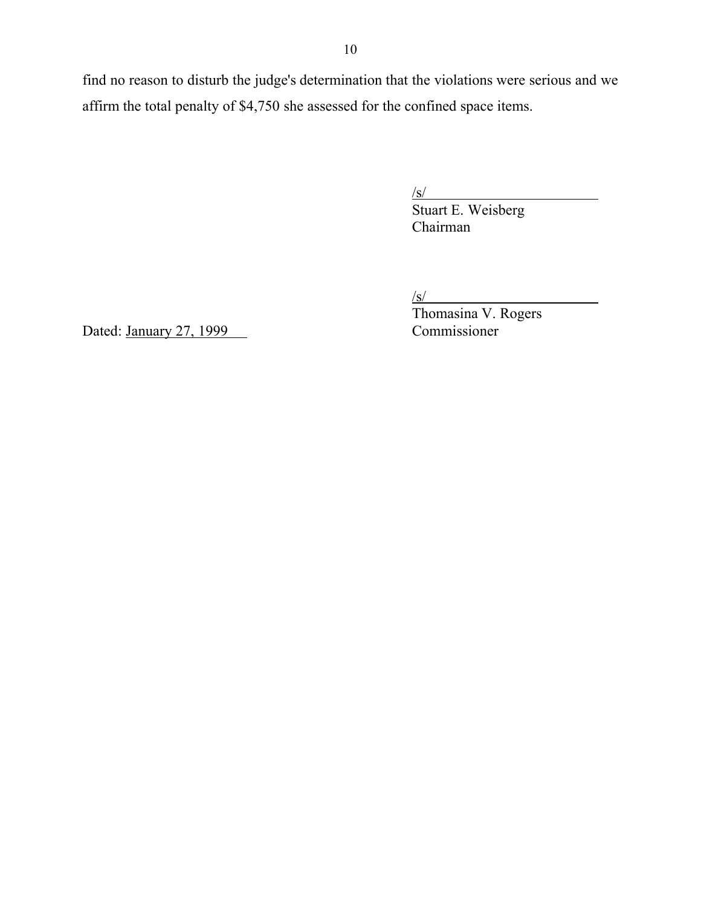find no reason to disturb the judge's determination that the violations were serious and we affirm the total penalty of $4,750 she assessed for the confined space items.

/s/
Stuart E. Weisberg
Chairman

/s/
Thomasina V. Rogers
Commissioner

Dated: January 27, 1999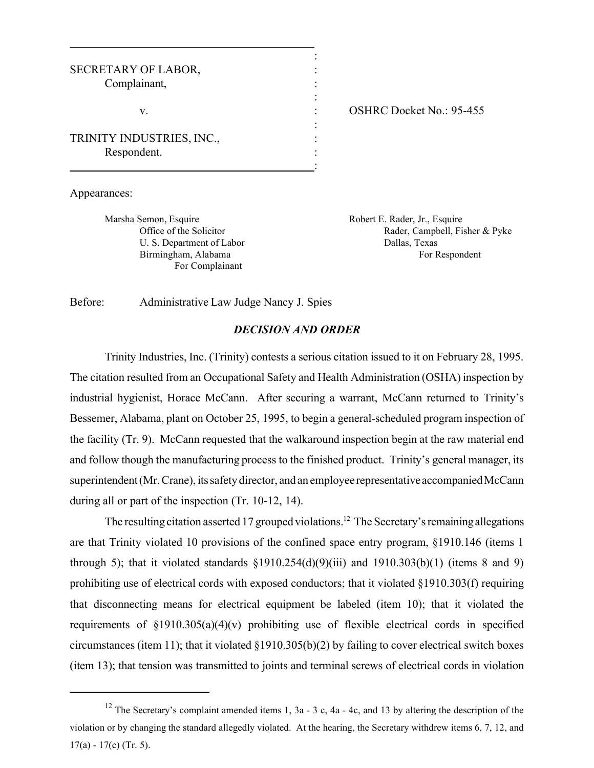SECRETARY OF LABOR,
Complainant,

v.

TRINITY INDUSTRIES, INC.,
Respondent.

OSHRC Docket No.: 95-455

Appearances:

Marsha Semon, Esquire
Office of the Solicitor
U. S. Department of Labor
Birmingham, Alabama
For Complainant

Robert E. Rader, Jr., Esquire
Rader, Campbell, Fisher & Pyke
Dallas, Texas
For Respondent

Before: Administrative Law Judge Nancy J. Spies

## *DECISION AND ORDER*

Trinity Industries, Inc. (Trinity) contests a serious citation issued to it on February 28, 1995. The citation resulted from an Occupational Safety and Health Administration (OSHA) inspection by industrial hygienist, Horace McCann. After securing a warrant, McCann returned to Trinity's Bessemer, Alabama, plant on October 25, 1995, to begin a general-scheduled program inspection of the facility (Tr. 9). McCann requested that the walkaround inspection begin at the raw material end and follow though the manufacturing process to the finished product. Trinity's general manager, its superintendent (Mr. Crane), its safety director, and an employee representative accompanied McCann during all or part of the inspection (Tr. 10-12, 14).

The resulting citation asserted 17 grouped violations.[12] The Secretary's remaining allegations are that Trinity violated 10 provisions of the confined space entry program, §1910.146 (items 1 through 5); that it violated standards §1910.254(d)(9)(iii) and 1910.303(b)(1) (items 8 and 9) prohibiting use of electrical cords with exposed conductors; that it violated §1910.303(f) requiring that disconnecting means for electrical equipment be labeled (item 10); that it violated the requirements of §1910.305(a)(4)(v) prohibiting use of flexible electrical cords in specified circumstances (item 11); that it violated §1910.305(b)(2) by failing to cover electrical switch boxes (item 13); that tension was transmitted to joints and terminal screws of electrical cords in violation

---

[12] The Secretary's complaint amended items 1, 3a - 3 c, 4a - 4c, and 13 by altering the description of the violation or by changing the standard allegedly violated. At the hearing, the Secretary withdrew items 6, 7, 12, and 17(a) - 17(c) (Tr. 5).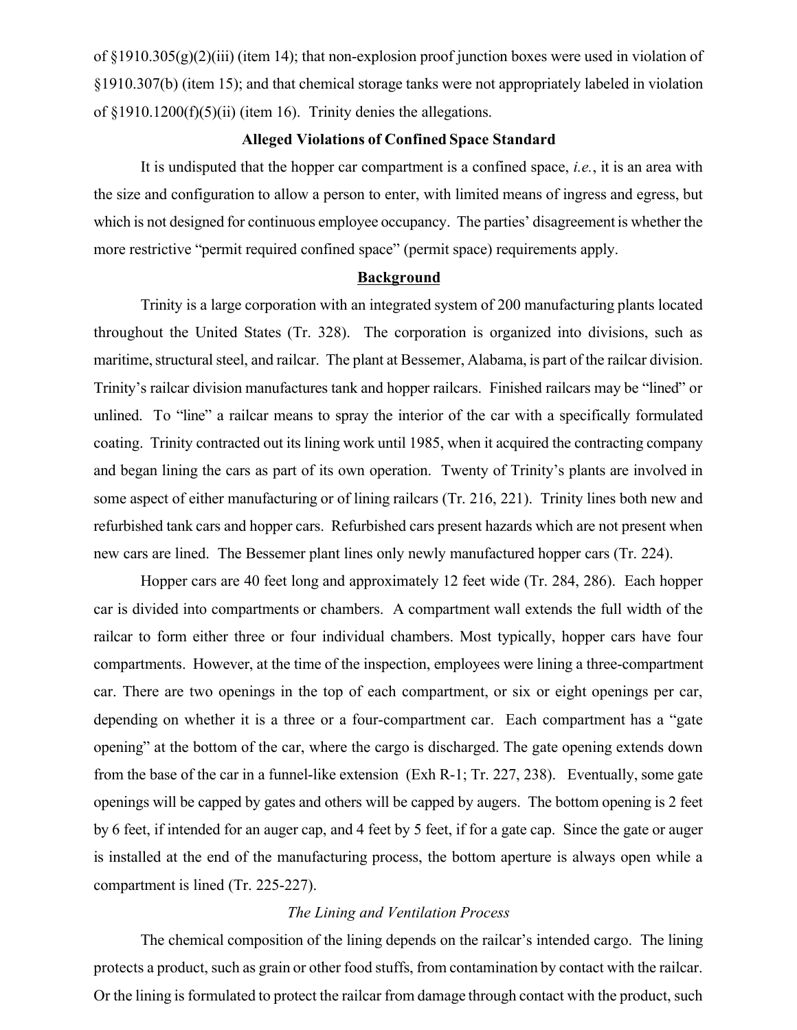of §1910.305(g)(2)(iii) (item 14); that non-explosion proof junction boxes were used in violation of §1910.307(b) (item 15); and that chemical storage tanks were not appropriately labeled in violation of §1910.1200(f)(5)(ii) (item 16). Trinity denies the allegations.

**Alleged Violations of Confined Space Standard**

It is undisputed that the hopper car compartment is a confined space, *i.e.*, it is an area with the size and configuration to allow a person to enter, with limited means of ingress and egress, but which is not designed for continuous employee occupancy. The parties' disagreement is whether the more restrictive "permit required confined space" (permit space) requirements apply.

**Background**

Trinity is a large corporation with an integrated system of 200 manufacturing plants located throughout the United States (Tr. 328). The corporation is organized into divisions, such as maritime, structural steel, and railcar. The plant at Bessemer, Alabama, is part of the railcar division. Trinity's railcar division manufactures tank and hopper railcars. Finished railcars may be "lined" or unlined. To "line" a railcar means to spray the interior of the car with a specifically formulated coating. Trinity contracted out its lining work until 1985, when it acquired the contracting company and began lining the cars as part of its own operation. Twenty of Trinity's plants are involved in some aspect of either manufacturing or of lining railcars (Tr. 216, 221). Trinity lines both new and refurbished tank cars and hopper cars. Refurbished cars present hazards which are not present when new cars are lined. The Bessemer plant lines only newly manufactured hopper cars (Tr. 224).

Hopper cars are 40 feet long and approximately 12 feet wide (Tr. 284, 286). Each hopper car is divided into compartments or chambers. A compartment wall extends the full width of the railcar to form either three or four individual chambers. Most typically, hopper cars have four compartments. However, at the time of the inspection, employees were lining a three-compartment car. There are two openings in the top of each compartment, or six or eight openings per car, depending on whether it is a three or a four-compartment car. Each compartment has a "gate opening" at the bottom of the car, where the cargo is discharged. The gate opening extends down from the base of the car in a funnel-like extension (Exh R-1; Tr. 227, 238). Eventually, some gate openings will be capped by gates and others will be capped by augers. The bottom opening is 2 feet by 6 feet, if intended for an auger cap, and 4 feet by 5 feet, if for a gate cap. Since the gate or auger is installed at the end of the manufacturing process, the bottom aperture is always open while a compartment is lined (Tr. 225-227).

*The Lining and Ventilation Process*

The chemical composition of the lining depends on the railcar's intended cargo. The lining protects a product, such as grain or other food stuffs, from contamination by contact with the railcar. Or the lining is formulated to protect the railcar from damage through contact with the product, such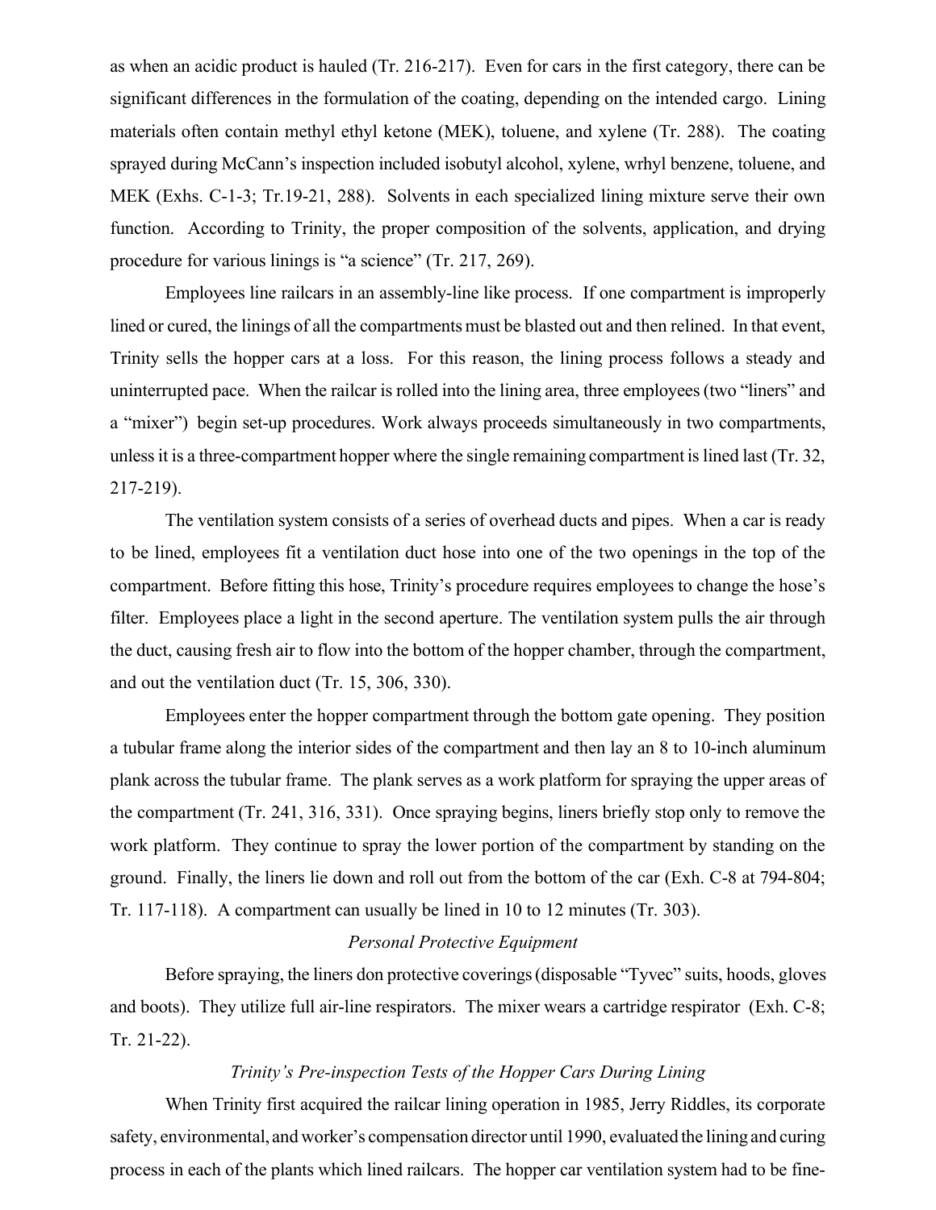as when an acidic product is hauled (Tr. 216-217). Even for cars in the first category, there can be significant differences in the formulation of the coating, depending on the intended cargo. Lining materials often contain methyl ethyl ketone (MEK), toluene, and xylene (Tr. 288). The coating sprayed during McCann's inspection included isobutyl alcohol, xylene, wrhyl benzene, toluene, and MEK (Exhs. C-1-3; Tr.19-21, 288). Solvents in each specialized lining mixture serve their own function. According to Trinity, the proper composition of the solvents, application, and drying procedure for various linings is "a science" (Tr. 217, 269).

Employees line railcars in an assembly-line like process. If one compartment is improperly lined or cured, the linings of all the compartments must be blasted out and then relined. In that event, Trinity sells the hopper cars at a loss. For this reason, the lining process follows a steady and uninterrupted pace. When the railcar is rolled into the lining area, three employees (two "liners" and a "mixer") begin set-up procedures. Work always proceeds simultaneously in two compartments, unless it is a three-compartment hopper where the single remaining compartment is lined last (Tr. 32, 217-219).

The ventilation system consists of a series of overhead ducts and pipes. When a car is ready to be lined, employees fit a ventilation duct hose into one of the two openings in the top of the compartment. Before fitting this hose, Trinity's procedure requires employees to change the hose's filter. Employees place a light in the second aperture. The ventilation system pulls the air through the duct, causing fresh air to flow into the bottom of the hopper chamber, through the compartment, and out the ventilation duct (Tr. 15, 306, 330).

Employees enter the hopper compartment through the bottom gate opening. They position a tubular frame along the interior sides of the compartment and then lay an 8 to 10-inch aluminum plank across the tubular frame. The plank serves as a work platform for spraying the upper areas of the compartment (Tr. 241, 316, 331). Once spraying begins, liners briefly stop only to remove the work platform. They continue to spray the lower portion of the compartment by standing on the ground. Finally, the liners lie down and roll out from the bottom of the car (Exh. C-8 at 794-804; Tr. 117-118). A compartment can usually be lined in 10 to 12 minutes (Tr. 303).

*Personal Protective Equipment*

Before spraying, the liners don protective coverings (disposable "Tyvec" suits, hoods, gloves and boots). They utilize full air-line respirators. The mixer wears a cartridge respirator (Exh. C-8; Tr. 21-22).

*Trinity's Pre-inspection Tests of the Hopper Cars During Lining*

When Trinity first acquired the railcar lining operation in 1985, Jerry Riddles, its corporate safety, environmental, and worker's compensation director until 1990, evaluated the lining and curing process in each of the plants which lined railcars. The hopper car ventilation system had to be fine-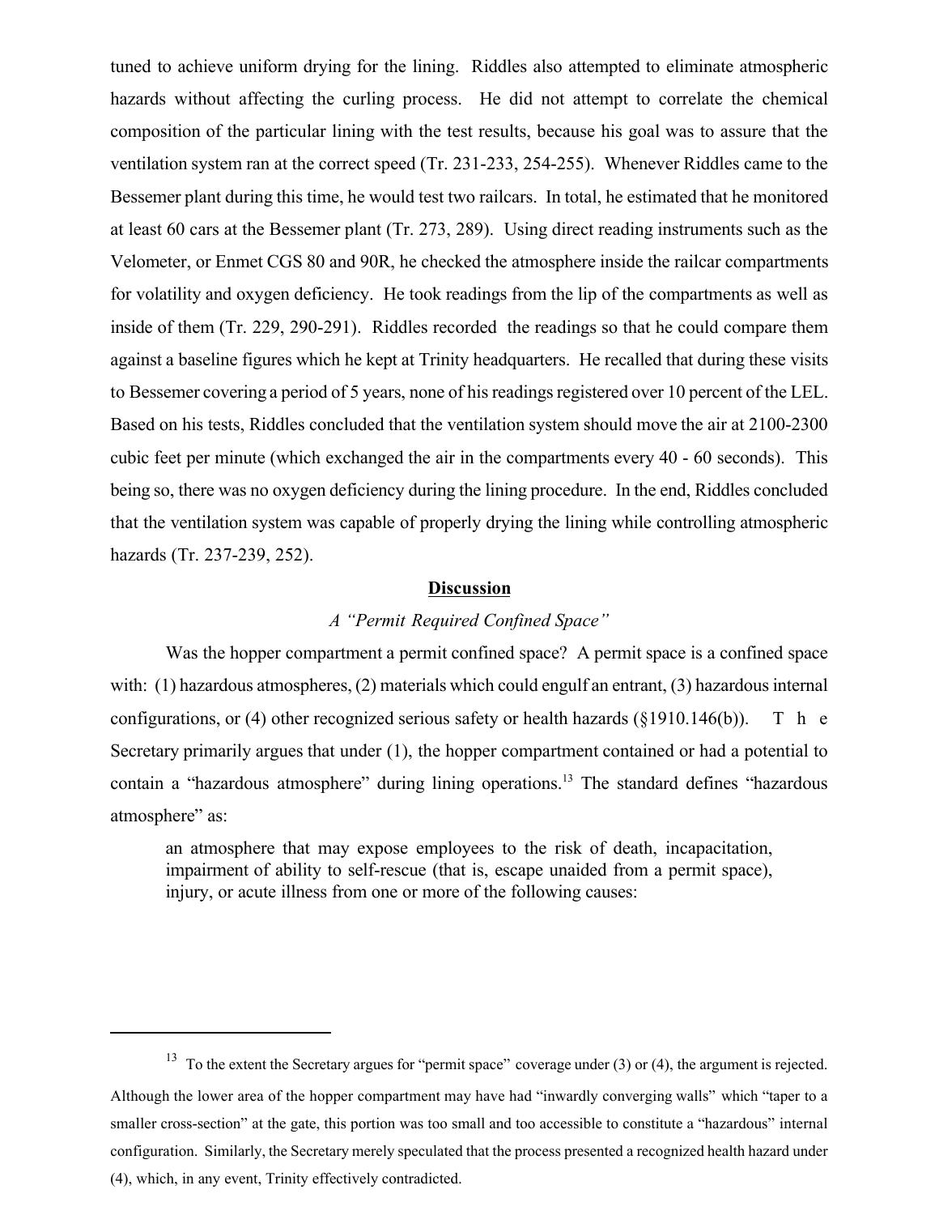tuned to achieve uniform drying for the lining. Riddles also attempted to eliminate atmospheric hazards without affecting the curling process. He did not attempt to correlate the chemical composition of the particular lining with the test results, because his goal was to assure that the ventilation system ran at the correct speed (Tr. 231-233, 254-255). Whenever Riddles came to the Bessemer plant during this time, he would test two railcars. In total, he estimated that he monitored at least 60 cars at the Bessemer plant (Tr. 273, 289). Using direct reading instruments such as the Velometer, or Enmet CGS 80 and 90R, he checked the atmosphere inside the railcar compartments for volatility and oxygen deficiency. He took readings from the lip of the compartments as well as inside of them (Tr. 229, 290-291). Riddles recorded the readings so that he could compare them against a baseline figures which he kept at Trinity headquarters. He recalled that during these visits to Bessemer covering a period of 5 years, none of his readings registered over 10 percent of the LEL. Based on his tests, Riddles concluded that the ventilation system should move the air at 2100-2300 cubic feet per minute (which exchanged the air in the compartments every 40 - 60 seconds). This being so, there was no oxygen deficiency during the lining procedure. In the end, Riddles concluded that the ventilation system was capable of properly drying the lining while controlling atmospheric hazards (Tr. 237-239, 252).

## Discussion

*A "Permit Required Confined Space"*

Was the hopper compartment a permit confined space? A permit space is a confined space with: (1) hazardous atmospheres, (2) materials which could engulf an entrant, (3) hazardous internal configurations, or (4) other recognized serious safety or health hazards (§1910.146(b)). The Secretary primarily argues that under (1), the hopper compartment contained or had a potential to contain a "hazardous atmosphere" during lining operations.[13] The standard defines "hazardous atmosphere" as:

> an atmosphere that may expose employees to the risk of death, incapacitation, impairment of ability to self-rescue (that is, escape unaided from a permit space), injury, or acute illness from one or more of the following causes:

[13] To the extent the Secretary argues for "permit space" coverage under (3) or (4), the argument is rejected. Although the lower area of the hopper compartment may have had "inwardly converging walls" which "taper to a smaller cross-section" at the gate, this portion was too small and too accessible to constitute a "hazardous" internal configuration. Similarly, the Secretary merely speculated that the process presented a recognized health hazard under (4), which, in any event, Trinity effectively contradicted.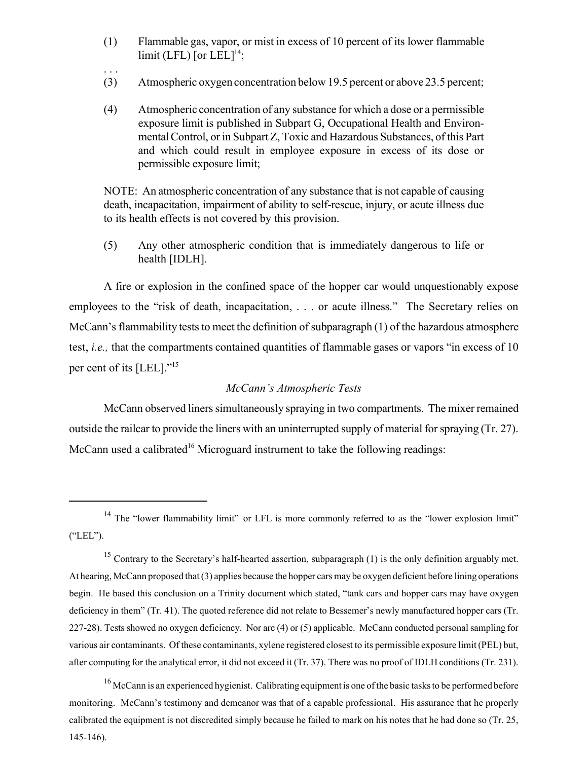(1) Flammable gas, vapor, or mist in excess of 10 percent of its lower flammable limit (LFL) [or LEL][14];

. . .

(3) Atmospheric oxygen concentration below 19.5 percent or above 23.5 percent;

(4) Atmospheric concentration of any substance for which a dose or a permissible exposure limit is published in Subpart G, Occupational Health and Environmental Control, or in Subpart Z, Toxic and Hazardous Substances, of this Part and which could result in employee exposure in excess of its dose or permissible exposure limit;

NOTE: An atmospheric concentration of any substance that is not capable of causing death, incapacitation, impairment of ability to self-rescue, injury, or acute illness due to its health effects is not covered by this provision.

(5) Any other atmospheric condition that is immediately dangerous to life or health [IDLH].

A fire or explosion in the confined space of the hopper car would unquestionably expose employees to the "risk of death, incapacitation, . . . or acute illness." The Secretary relies on McCann's flammability tests to meet the definition of subparagraph (1) of the hazardous atmosphere test, *i.e.,* that the compartments contained quantities of flammable gases or vapors "in excess of 10 per cent of its [LEL]."[15]

*McCann's Atmospheric Tests*

McCann observed liners simultaneously spraying in two compartments. The mixer remained outside the railcar to provide the liners with an uninterrupted supply of material for spraying (Tr. 27). McCann used a calibrated[16] Microguard instrument to take the following readings:

---

[14] The "lower flammability limit" or LFL is more commonly referred to as the "lower explosion limit" ("LEL").

[15] Contrary to the Secretary's half-hearted assertion, subparagraph (1) is the only definition arguably met. At hearing, McCann proposed that (3) applies because the hopper cars may be oxygen deficient before lining operations begin. He based this conclusion on a Trinity document which stated, "tank cars and hopper cars may have oxygen deficiency in them" (Tr. 41). The quoted reference did not relate to Bessemer's newly manufactured hopper cars (Tr. 227-28). Tests showed no oxygen deficiency. Nor are (4) or (5) applicable. McCann conducted personal sampling for various air contaminants. Of these contaminants, xylene registered closest to its permissible exposure limit (PEL) but, after computing for the analytical error, it did not exceed it (Tr. 37). There was no proof of IDLH conditions (Tr. 231).

[16] McCann is an experienced hygienist. Calibrating equipment is one of the basic tasks to be performed before monitoring. McCann's testimony and demeanor was that of a capable professional. His assurance that he properly calibrated the equipment is not discredited simply because he failed to mark on his notes that he had done so (Tr. 25, 145-146).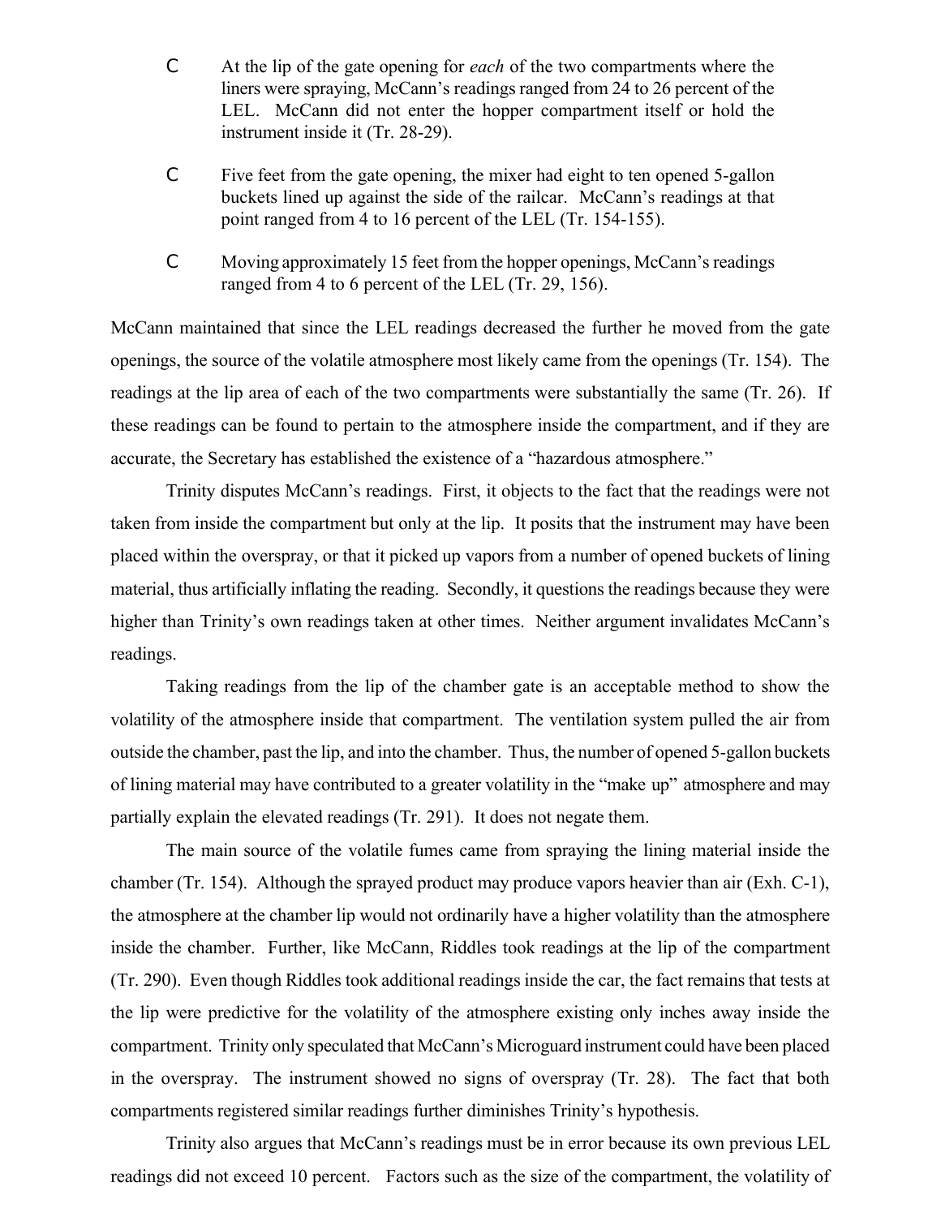- At the lip of the gate opening for *each* of the two compartments where the liners were spraying, McCann's readings ranged from 24 to 26 percent of the LEL. McCann did not enter the hopper compartment itself or hold the instrument inside it (Tr. 28-29).
- Five feet from the gate opening, the mixer had eight to ten opened 5-gallon buckets lined up against the side of the railcar. McCann's readings at that point ranged from 4 to 16 percent of the LEL (Tr. 154-155).
- Moving approximately 15 feet from the hopper openings, McCann's readings ranged from 4 to 6 percent of the LEL (Tr. 29, 156).

McCann maintained that since the LEL readings decreased the further he moved from the gate openings, the source of the volatile atmosphere most likely came from the openings (Tr. 154). The readings at the lip area of each of the two compartments were substantially the same (Tr. 26). If these readings can be found to pertain to the atmosphere inside the compartment, and if they are accurate, the Secretary has established the existence of a "hazardous atmosphere."

Trinity disputes McCann's readings. First, it objects to the fact that the readings were not taken from inside the compartment but only at the lip. It posits that the instrument may have been placed within the overspray, or that it picked up vapors from a number of opened buckets of lining material, thus artificially inflating the reading. Secondly, it questions the readings because they were higher than Trinity's own readings taken at other times. Neither argument invalidates McCann's readings.

Taking readings from the lip of the chamber gate is an acceptable method to show the volatility of the atmosphere inside that compartment. The ventilation system pulled the air from outside the chamber, past the lip, and into the chamber. Thus, the number of opened 5-gallon buckets of lining material may have contributed to a greater volatility in the "make up" atmosphere and may partially explain the elevated readings (Tr. 291). It does not negate them.

The main source of the volatile fumes came from spraying the lining material inside the chamber (Tr. 154). Although the sprayed product may produce vapors heavier than air (Exh. C-1), the atmosphere at the chamber lip would not ordinarily have a higher volatility than the atmosphere inside the chamber. Further, like McCann, Riddles took readings at the lip of the compartment (Tr. 290). Even though Riddles took additional readings inside the car, the fact remains that tests at the lip were predictive for the volatility of the atmosphere existing only inches away inside the compartment. Trinity only speculated that McCann's Microguard instrument could have been placed in the overspray. The instrument showed no signs of overspray (Tr. 28). The fact that both compartments registered similar readings further diminishes Trinity's hypothesis.

Trinity also argues that McCann's readings must be in error because its own previous LEL readings did not exceed 10 percent. Factors such as the size of the compartment, the volatility of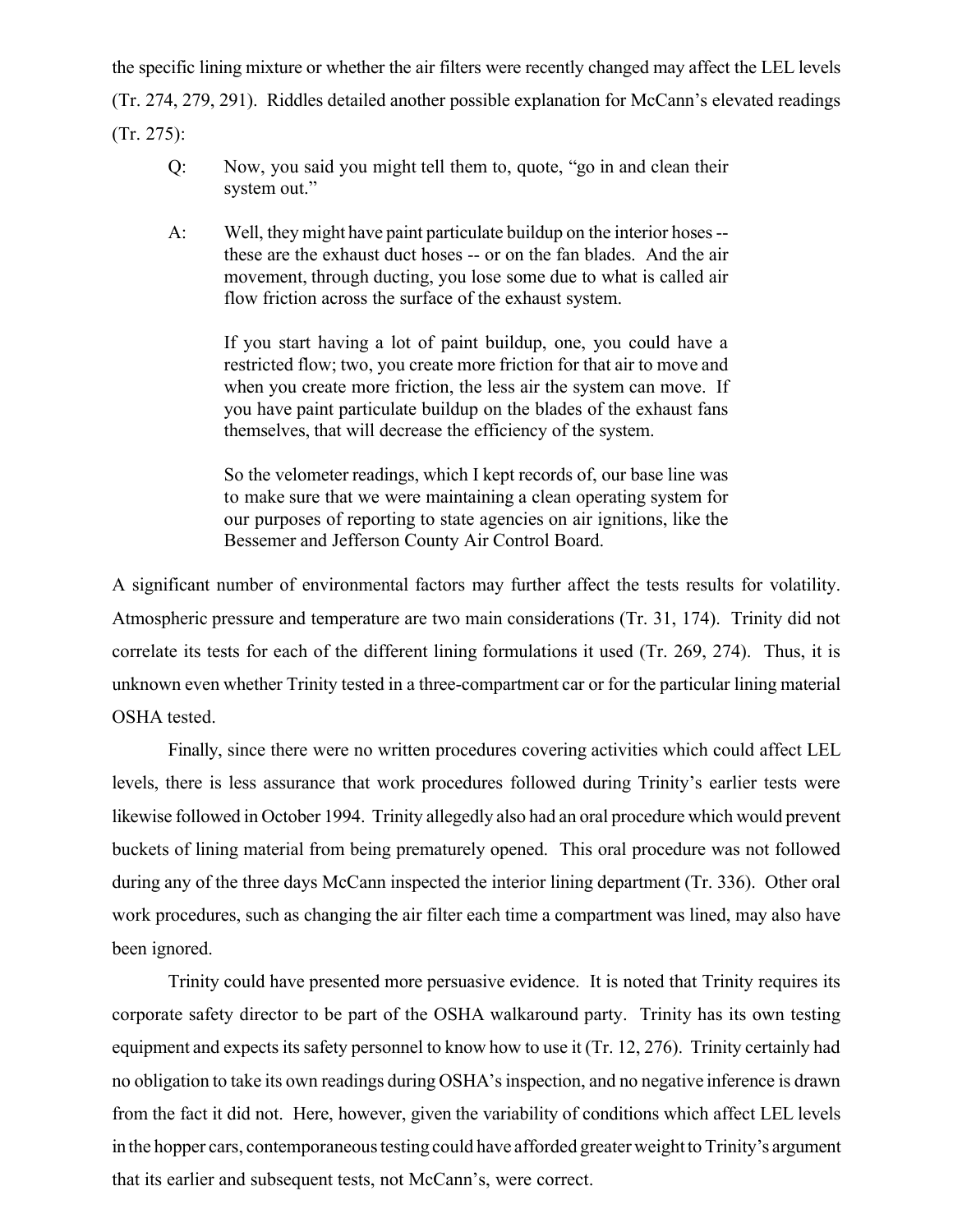the specific lining mixture or whether the air filters were recently changed may affect the LEL levels (Tr. 274, 279, 291). Riddles detailed another possible explanation for McCann's elevated readings (Tr. 275):

> Q: Now, you said you might tell them to, quote, "go in and clean their system out."
>
> A: Well, they might have paint particulate buildup on the interior hoses -- these are the exhaust duct hoses -- or on the fan blades. And the air movement, through ducting, you lose some due to what is called air flow friction across the surface of the exhaust system.
>
> If you start having a lot of paint buildup, one, you could have a restricted flow; two, you create more friction for that air to move and when you create more friction, the less air the system can move. If you have paint particulate buildup on the blades of the exhaust fans themselves, that will decrease the efficiency of the system.
>
> So the velometer readings, which I kept records of, our base line was to make sure that we were maintaining a clean operating system for our purposes of reporting to state agencies on air ignitions, like the Bessemer and Jefferson County Air Control Board.

A significant number of environmental factors may further affect the tests results for volatility. Atmospheric pressure and temperature are two main considerations (Tr. 31, 174). Trinity did not correlate its tests for each of the different lining formulations it used (Tr. 269, 274). Thus, it is unknown even whether Trinity tested in a three-compartment car or for the particular lining material OSHA tested.

Finally, since there were no written procedures covering activities which could affect LEL levels, there is less assurance that work procedures followed during Trinity's earlier tests were likewise followed in October 1994. Trinity allegedly also had an oral procedure which would prevent buckets of lining material from being prematurely opened. This oral procedure was not followed during any of the three days McCann inspected the interior lining department (Tr. 336). Other oral work procedures, such as changing the air filter each time a compartment was lined, may also have been ignored.

Trinity could have presented more persuasive evidence. It is noted that Trinity requires its corporate safety director to be part of the OSHA walkaround party. Trinity has its own testing equipment and expects its safety personnel to know how to use it (Tr. 12, 276). Trinity certainly had no obligation to take its own readings during OSHA's inspection, and no negative inference is drawn from the fact it did not. Here, however, given the variability of conditions which affect LEL levels in the hopper cars, contemporaneous testing could have afforded greater weight to Trinity's argument that its earlier and subsequent tests, not McCann's, were correct.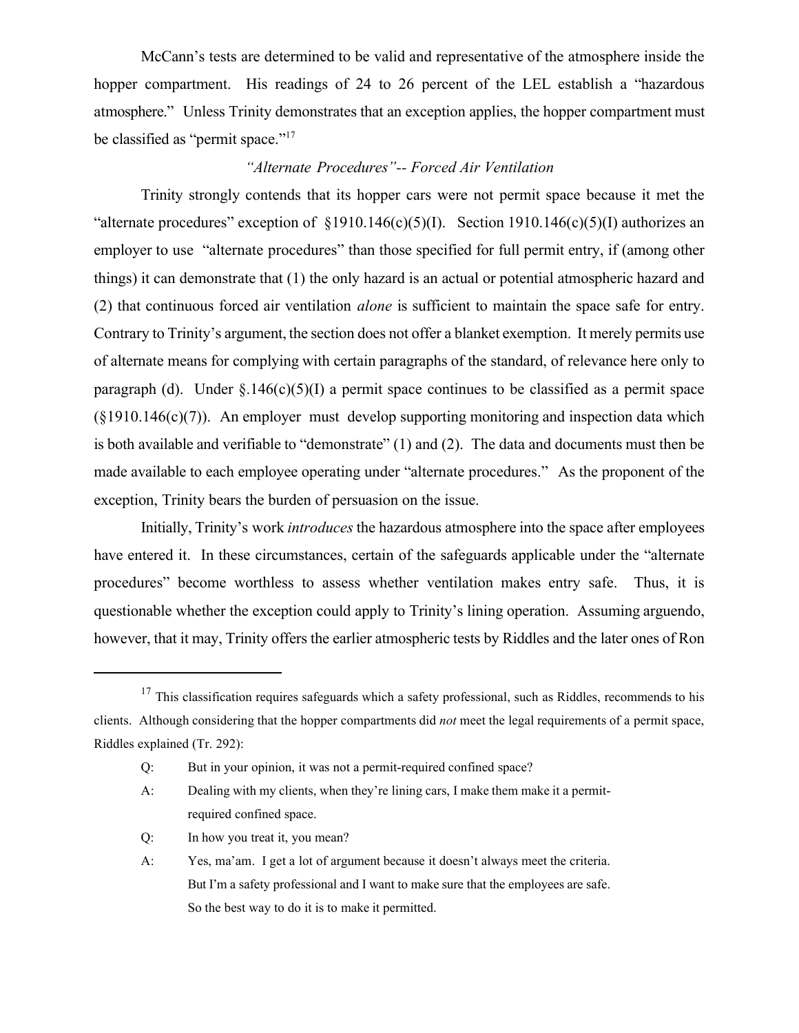McCann's tests are determined to be valid and representative of the atmosphere inside the hopper compartment. His readings of 24 to 26 percent of the LEL establish a "hazardous atmosphere." Unless Trinity demonstrates that an exception applies, the hopper compartment must be classified as "permit space."[17]

*"Alternate Procedures"-- Forced Air Ventilation*

Trinity strongly contends that its hopper cars were not permit space because it met the "alternate procedures" exception of §1910.146(c)(5)(I). Section 1910.146(c)(5)(I) authorizes an employer to use "alternate procedures" than those specified for full permit entry, if (among other things) it can demonstrate that (1) the only hazard is an actual or potential atmospheric hazard and (2) that continuous forced air ventilation *alone* is sufficient to maintain the space safe for entry. Contrary to Trinity's argument, the section does not offer a blanket exemption. It merely permits use of alternate means for complying with certain paragraphs of the standard, of relevance here only to paragraph (d). Under §.146(c)(5)(I) a permit space continues to be classified as a permit space (§1910.146(c)(7)). An employer must develop supporting monitoring and inspection data which is both available and verifiable to "demonstrate" (1) and (2). The data and documents must then be made available to each employee operating under "alternate procedures." As the proponent of the exception, Trinity bears the burden of persuasion on the issue.

Initially, Trinity's work *introduces* the hazardous atmosphere into the space after employees have entered it. In these circumstances, certain of the safeguards applicable under the "alternate procedures" become worthless to assess whether ventilation makes entry safe. Thus, it is questionable whether the exception could apply to Trinity's lining operation. Assuming arguendo, however, that it may, Trinity offers the earlier atmospheric tests by Riddles and the later ones of Ron

---

[17] This classification requires safeguards which a safety professional, such as Riddles, recommends to his clients. Although considering that the hopper compartments did *not* meet the legal requirements of a permit space, Riddles explained (Tr. 292):

> Q: But in your opinion, it was not a permit-required confined space?
>
> A: Dealing with my clients, when they're lining cars, I make them make it a permit-required confined space.
>
> Q: In how you treat it, you mean?
>
> A: Yes, ma'am. I get a lot of argument because it doesn't always meet the criteria. But I'm a safety professional and I want to make sure that the employees are safe. So the best way to do it is to make it permitted.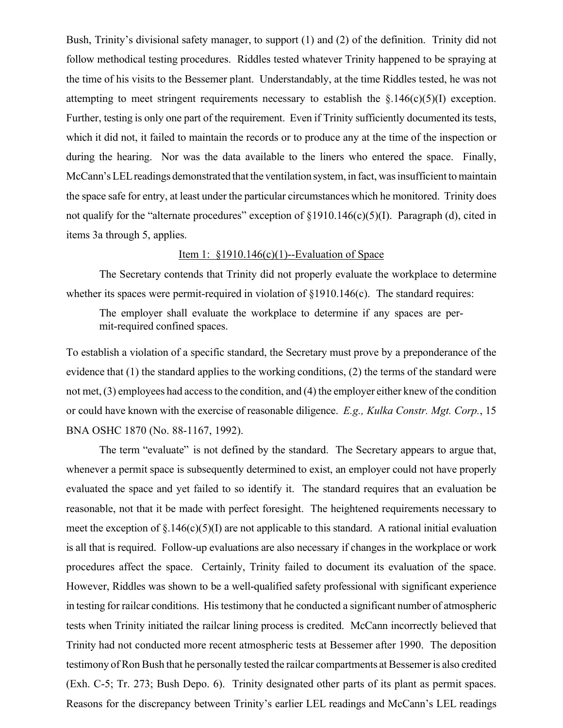Bush, Trinity's divisional safety manager, to support (1) and (2) of the definition. Trinity did not follow methodical testing procedures. Riddles tested whatever Trinity happened to be spraying at the time of his visits to the Bessemer plant. Understandably, at the time Riddles tested, he was not attempting to meet stringent requirements necessary to establish the §.146(c)(5)(I) exception. Further, testing is only one part of the requirement. Even if Trinity sufficiently documented its tests, which it did not, it failed to maintain the records or to produce any at the time of the inspection or during the hearing. Nor was the data available to the liners who entered the space. Finally, McCann's LEL readings demonstrated that the ventilation system, in fact, was insufficient to maintain the space safe for entry, at least under the particular circumstances which he monitored. Trinity does not qualify for the "alternate procedures" exception of §1910.146(c)(5)(I). Paragraph (d), cited in items 3a through 5, applies.

<u>Item 1: §1910.146(c)(1)--Evaluation of Space</u>

The Secretary contends that Trinity did not properly evaluate the workplace to determine whether its spaces were permit-required in violation of §1910.146(c). The standard requires:

> The employer shall evaluate the workplace to determine if any spaces are permit-required confined spaces.

To establish a violation of a specific standard, the Secretary must prove by a preponderance of the evidence that (1) the standard applies to the working conditions, (2) the terms of the standard were not met, (3) employees had access to the condition, and (4) the employer either knew of the condition or could have known with the exercise of reasonable diligence. *E.g., Kulka Constr. Mgt. Corp.*, 15 BNA OSHC 1870 (No. 88-1167, 1992).

The term "evaluate" is not defined by the standard. The Secretary appears to argue that, whenever a permit space is subsequently determined to exist, an employer could not have properly evaluated the space and yet failed to so identify it. The standard requires that an evaluation be reasonable, not that it be made with perfect foresight. The heightened requirements necessary to meet the exception of §.146(c)(5)(I) are not applicable to this standard. A rational initial evaluation is all that is required. Follow-up evaluations are also necessary if changes in the workplace or work procedures affect the space. Certainly, Trinity failed to document its evaluation of the space. However, Riddles was shown to be a well-qualified safety professional with significant experience in testing for railcar conditions. His testimony that he conducted a significant number of atmospheric tests when Trinity initiated the railcar lining process is credited. McCann incorrectly believed that Trinity had not conducted more recent atmospheric tests at Bessemer after 1990. The deposition testimony of Ron Bush that he personally tested the railcar compartments at Bessemer is also credited (Exh. C-5; Tr. 273; Bush Depo. 6). Trinity designated other parts of its plant as permit spaces. Reasons for the discrepancy between Trinity's earlier LEL readings and McCann's LEL readings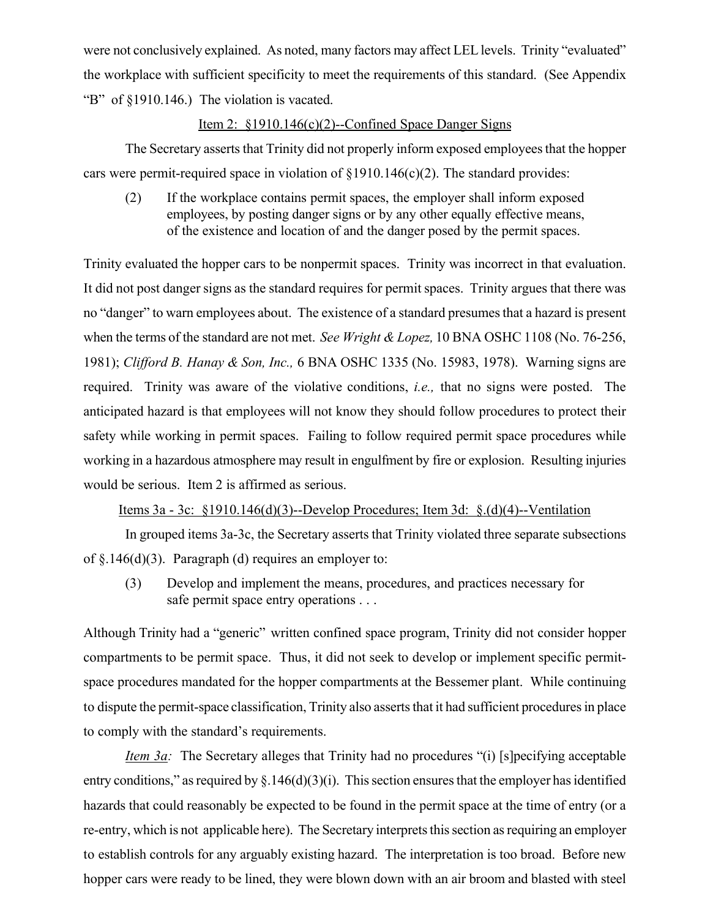were not conclusively explained. As noted, many factors may affect LEL levels. Trinity "evaluated" the workplace with sufficient specificity to meet the requirements of this standard. (See Appendix "B" of §1910.146.) The violation is vacated.

<u>Item 2: §1910.146(c)(2)--Confined Space Danger Signs</u>

The Secretary asserts that Trinity did not properly inform exposed employees that the hopper cars were permit-required space in violation of §1910.146(c)(2). The standard provides:

> (2) If the workplace contains permit spaces, the employer shall inform exposed employees, by posting danger signs or by any other equally effective means, of the existence and location of and the danger posed by the permit spaces.

Trinity evaluated the hopper cars to be nonpermit spaces. Trinity was incorrect in that evaluation. It did not post danger signs as the standard requires for permit spaces. Trinity argues that there was no "danger" to warn employees about. The existence of a standard presumes that a hazard is present when the terms of the standard are not met. *See Wright & Lopez,* 10 BNA OSHC 1108 (No. 76-256, 1981); *Clifford B. Hanay & Son, Inc.,* 6 BNA OSHC 1335 (No. 15983, 1978). Warning signs are required. Trinity was aware of the violative conditions, *i.e.,* that no signs were posted. The anticipated hazard is that employees will not know they should follow procedures to protect their safety while working in permit spaces. Failing to follow required permit space procedures while working in a hazardous atmosphere may result in engulfment by fire or explosion. Resulting injuries would be serious. Item 2 is affirmed as serious.

<u>Items 3a - 3c: §1910.146(d)(3)--Develop Procedures; Item 3d: §.(d)(4)--Ventilation</u>

In grouped items 3a-3c, the Secretary asserts that Trinity violated three separate subsections of §.146(d)(3). Paragraph (d) requires an employer to:

> (3) Develop and implement the means, procedures, and practices necessary for safe permit space entry operations . . .

Although Trinity had a "generic" written confined space program, Trinity did not consider hopper compartments to be permit space. Thus, it did not seek to develop or implement specific permit-space procedures mandated for the hopper compartments at the Bessemer plant. While continuing to dispute the permit-space classification, Trinity also asserts that it had sufficient procedures in place to comply with the standard's requirements.

*<u>Item 3a</u>:* The Secretary alleges that Trinity had no procedures "(i) [s]pecifying acceptable entry conditions," as required by §.146(d)(3)(i). This section ensures that the employer has identified hazards that could reasonably be expected to be found in the permit space at the time of entry (or a re-entry, which is not applicable here). The Secretary interprets this section as requiring an employer to establish controls for any arguably existing hazard. The interpretation is too broad. Before new hopper cars were ready to be lined, they were blown down with an air broom and blasted with steel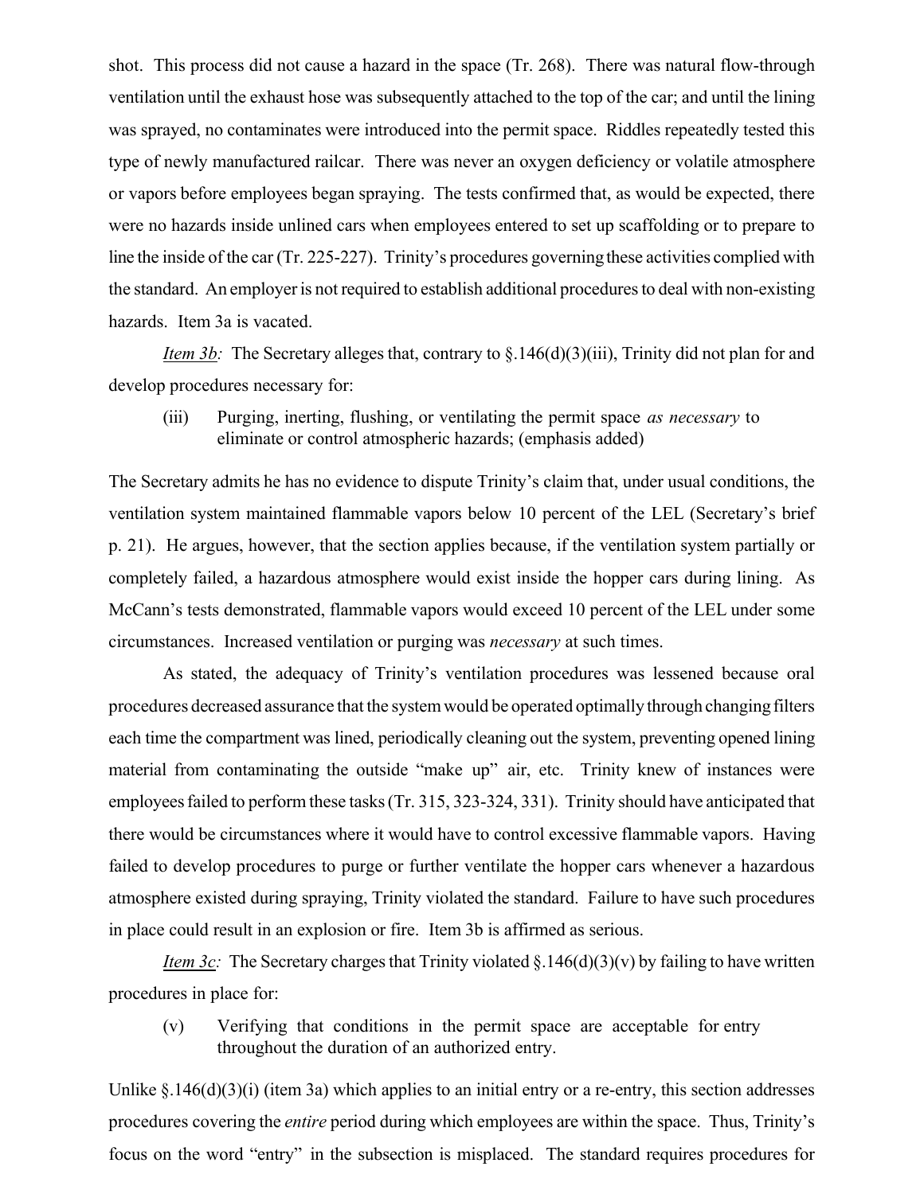shot. This process did not cause a hazard in the space (Tr. 268). There was natural flow-through ventilation until the exhaust hose was subsequently attached to the top of the car; and until the lining was sprayed, no contaminates were introduced into the permit space. Riddles repeatedly tested this type of newly manufactured railcar. There was never an oxygen deficiency or volatile atmosphere or vapors before employees began spraying. The tests confirmed that, as would be expected, there were no hazards inside unlined cars when employees entered to set up scaffolding or to prepare to line the inside of the car (Tr. 225-227). Trinity's procedures governing these activities complied with the standard. An employer is not required to establish additional procedures to deal with non-existing hazards. Item 3a is vacated.

*Item 3b:* The Secretary alleges that, contrary to §.146(d)(3)(iii), Trinity did not plan for and develop procedures necessary for:

> (iii) Purging, inerting, flushing, or ventilating the permit space *as necessary* to eliminate or control atmospheric hazards; (emphasis added)

The Secretary admits he has no evidence to dispute Trinity's claim that, under usual conditions, the ventilation system maintained flammable vapors below 10 percent of the LEL (Secretary's brief p. 21). He argues, however, that the section applies because, if the ventilation system partially or completely failed, a hazardous atmosphere would exist inside the hopper cars during lining. As McCann's tests demonstrated, flammable vapors would exceed 10 percent of the LEL under some circumstances. Increased ventilation or purging was *necessary* at such times.

As stated, the adequacy of Trinity's ventilation procedures was lessened because oral procedures decreased assurance that the system would be operated optimally through changing filters each time the compartment was lined, periodically cleaning out the system, preventing opened lining material from contaminating the outside "make up" air, etc. Trinity knew of instances were employees failed to perform these tasks (Tr. 315, 323-324, 331). Trinity should have anticipated that there would be circumstances where it would have to control excessive flammable vapors. Having failed to develop procedures to purge or further ventilate the hopper cars whenever a hazardous atmosphere existed during spraying, Trinity violated the standard. Failure to have such procedures in place could result in an explosion or fire. Item 3b is affirmed as serious.

*Item 3c:* The Secretary charges that Trinity violated §.146(d)(3)(v) by failing to have written procedures in place for:

> (v) Verifying that conditions in the permit space are acceptable for entry throughout the duration of an authorized entry.

Unlike §.146(d)(3)(i) (item 3a) which applies to an initial entry or a re-entry, this section addresses procedures covering the *entire* period during which employees are within the space. Thus, Trinity's focus on the word "entry" in the subsection is misplaced. The standard requires procedures for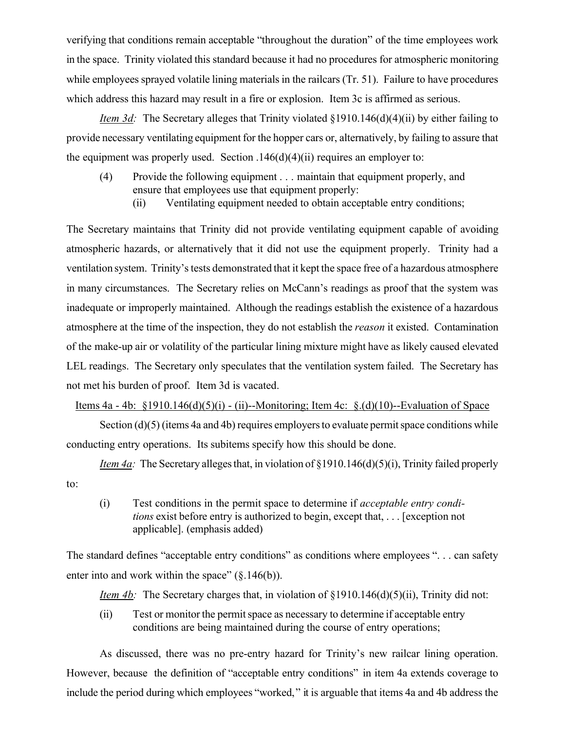verifying that conditions remain acceptable "throughout the duration" of the time employees work in the space. Trinity violated this standard because it had no procedures for atmospheric monitoring while employees sprayed volatile lining materials in the railcars (Tr. 51). Failure to have procedures which address this hazard may result in a fire or explosion. Item 3c is affirmed as serious.

*Item 3d:* The Secretary alleges that Trinity violated §1910.146(d)(4)(ii) by either failing to provide necessary ventilating equipment for the hopper cars or, alternatively, by failing to assure that the equipment was properly used. Section .146(d)(4)(ii) requires an employer to:

> (4) Provide the following equipment . . . maintain that equipment properly, and ensure that employees use that equipment properly:
>
> (ii) Ventilating equipment needed to obtain acceptable entry conditions;

The Secretary maintains that Trinity did not provide ventilating equipment capable of avoiding atmospheric hazards, or alternatively that it did not use the equipment properly. Trinity had a ventilation system. Trinity's tests demonstrated that it kept the space free of a hazardous atmosphere in many circumstances. The Secretary relies on McCann's readings as proof that the system was inadequate or improperly maintained. Although the readings establish the existence of a hazardous atmosphere at the time of the inspection, they do not establish the *reason* it existed. Contamination of the make-up air or volatility of the particular lining mixture might have as likely caused elevated LEL readings. The Secretary only speculates that the ventilation system failed. The Secretary has not met his burden of proof. Item 3d is vacated.

<u>Items 4a - 4b: §1910.146(d)(5)(i) - (ii)--Monitoring; Item 4c: §.(d)(10)--Evaluation of Space</u>

Section (d)(5) (items 4a and 4b) requires employers to evaluate permit space conditions while conducting entry operations. Its subitems specify how this should be done.

*Item 4a:* The Secretary alleges that, in violation of §1910.146(d)(5)(i), Trinity failed properly to:

> (i) Test conditions in the permit space to determine if *acceptable entry conditions* exist before entry is authorized to begin, except that, . . . [exception not applicable]. (emphasis added)

The standard defines "acceptable entry conditions" as conditions where employees ". . . can safety enter into and work within the space" (§.146(b)).

*Item 4b:* The Secretary charges that, in violation of §1910.146(d)(5)(ii), Trinity did not:

> (ii) Test or monitor the permit space as necessary to determine if acceptable entry conditions are being maintained during the course of entry operations;

As discussed, there was no pre-entry hazard for Trinity's new railcar lining operation. However, because the definition of "acceptable entry conditions" in item 4a extends coverage to include the period during which employees "worked," it is arguable that items 4a and 4b address the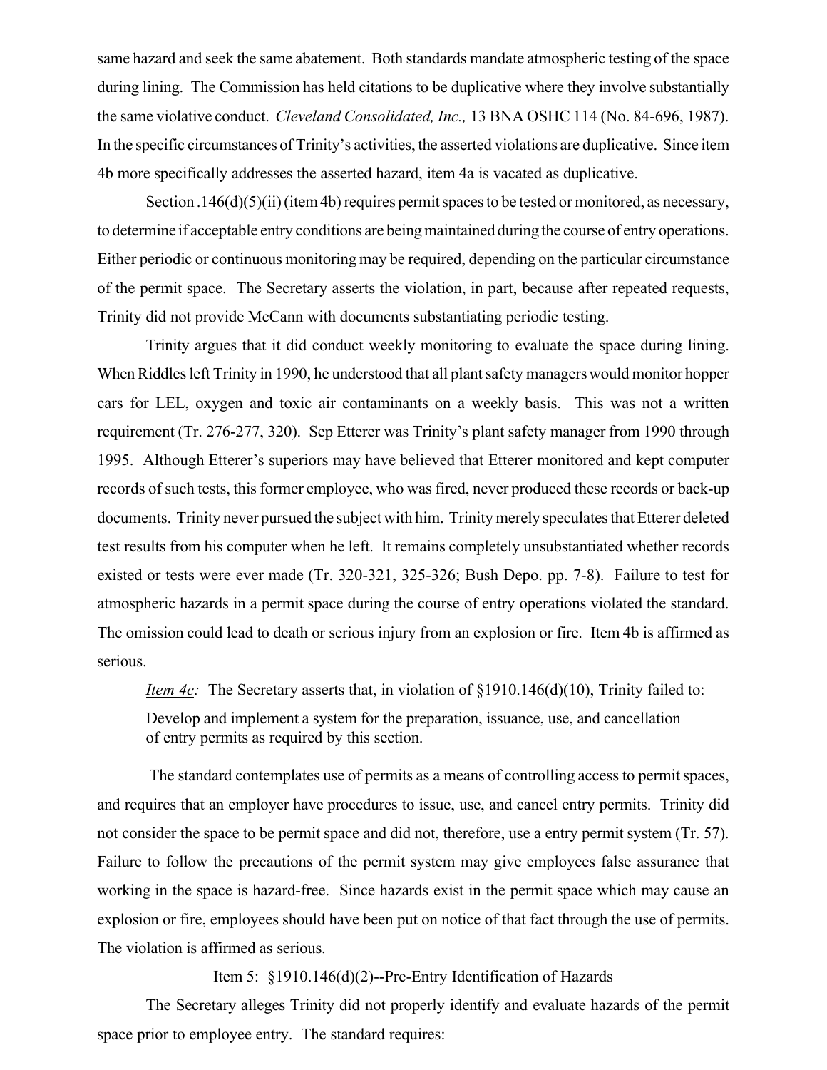same hazard and seek the same abatement. Both standards mandate atmospheric testing of the space during lining. The Commission has held citations to be duplicative where they involve substantially the same violative conduct. *Cleveland Consolidated, Inc.,* 13 BNA OSHC 114 (No. 84-696, 1987). In the specific circumstances of Trinity's activities, the asserted violations are duplicative. Since item 4b more specifically addresses the asserted hazard, item 4a is vacated as duplicative.

Section .146(d)(5)(ii) (item 4b) requires permit spaces to be tested or monitored, as necessary, to determine if acceptable entry conditions are being maintained during the course of entry operations. Either periodic or continuous monitoring may be required, depending on the particular circumstance of the permit space. The Secretary asserts the violation, in part, because after repeated requests, Trinity did not provide McCann with documents substantiating periodic testing.

Trinity argues that it did conduct weekly monitoring to evaluate the space during lining. When Riddles left Trinity in 1990, he understood that all plant safety managers would monitor hopper cars for LEL, oxygen and toxic air contaminants on a weekly basis. This was not a written requirement (Tr. 276-277, 320). Sep Etterer was Trinity's plant safety manager from 1990 through 1995. Although Etterer's superiors may have believed that Etterer monitored and kept computer records of such tests, this former employee, who was fired, never produced these records or back-up documents. Trinity never pursued the subject with him. Trinity merely speculates that Etterer deleted test results from his computer when he left. It remains completely unsubstantiated whether records existed or tests were ever made (Tr. 320-321, 325-326; Bush Depo. pp. 7-8). Failure to test for atmospheric hazards in a permit space during the course of entry operations violated the standard. The omission could lead to death or serious injury from an explosion or fire. Item 4b is affirmed as serious.

*Item 4c:* The Secretary asserts that, in violation of §1910.146(d)(10), Trinity failed to:

> Develop and implement a system for the preparation, issuance, use, and cancellation of entry permits as required by this section.

The standard contemplates use of permits as a means of controlling access to permit spaces, and requires that an employer have procedures to issue, use, and cancel entry permits. Trinity did not consider the space to be permit space and did not, therefore, use a entry permit system (Tr. 57). Failure to follow the precautions of the permit system may give employees false assurance that working in the space is hazard-free. Since hazards exist in the permit space which may cause an explosion or fire, employees should have been put on notice of that fact through the use of permits. The violation is affirmed as serious.

Item 5: §1910.146(d)(2)--Pre-Entry Identification of Hazards

The Secretary alleges Trinity did not properly identify and evaluate hazards of the permit space prior to employee entry. The standard requires: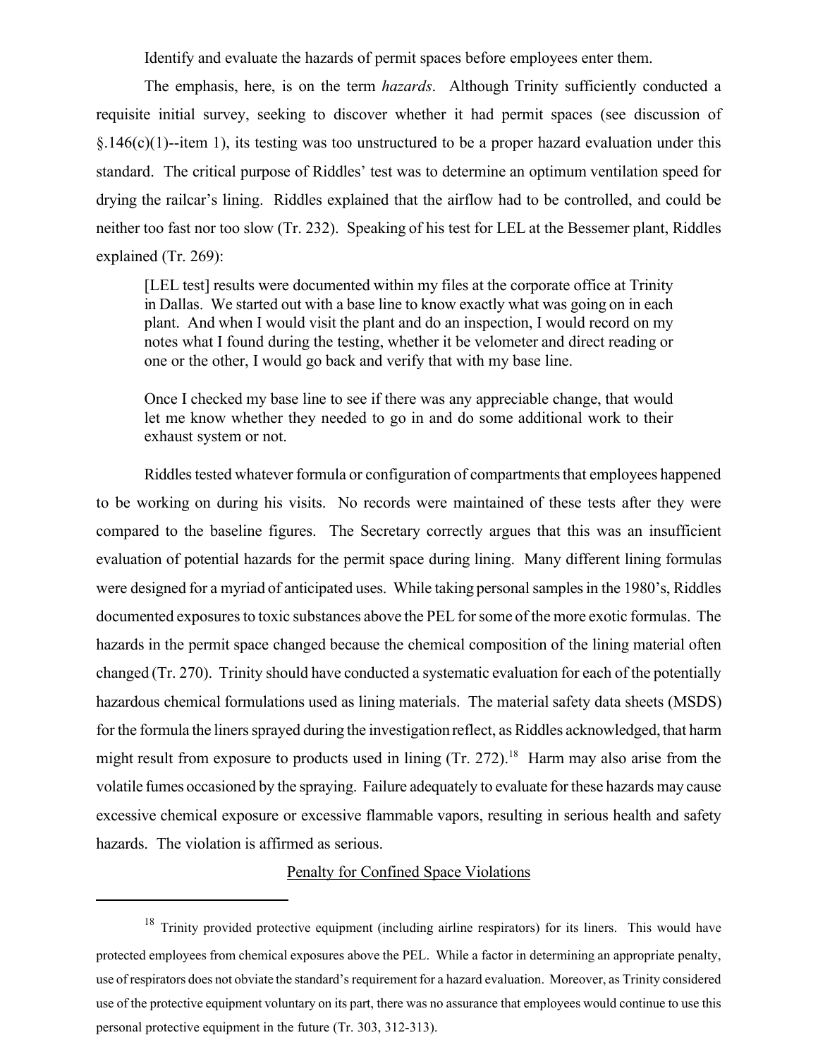Identify and evaluate the hazards of permit spaces before employees enter them.

The emphasis, here, is on the term *hazards*. Although Trinity sufficiently conducted a requisite initial survey, seeking to discover whether it had permit spaces (see discussion of §.146(c)(1)--item 1), its testing was too unstructured to be a proper hazard evaluation under this standard. The critical purpose of Riddles' test was to determine an optimum ventilation speed for drying the railcar's lining. Riddles explained that the airflow had to be controlled, and could be neither too fast nor too slow (Tr. 232). Speaking of his test for LEL at the Bessemer plant, Riddles explained (Tr. 269):

> [LEL test] results were documented within my files at the corporate office at Trinity in Dallas. We started out with a base line to know exactly what was going on in each plant. And when I would visit the plant and do an inspection, I would record on my notes what I found during the testing, whether it be velometer and direct reading or one or the other, I would go back and verify that with my base line.
>
> Once I checked my base line to see if there was any appreciable change, that would let me know whether they needed to go in and do some additional work to their exhaust system or not.

Riddles tested whatever formula or configuration of compartments that employees happened to be working on during his visits. No records were maintained of these tests after they were compared to the baseline figures. The Secretary correctly argues that this was an insufficient evaluation of potential hazards for the permit space during lining. Many different lining formulas were designed for a myriad of anticipated uses. While taking personal samples in the 1980's, Riddles documented exposures to toxic substances above the PEL for some of the more exotic formulas. The hazards in the permit space changed because the chemical composition of the lining material often changed (Tr. 270). Trinity should have conducted a systematic evaluation for each of the potentially hazardous chemical formulations used as lining materials. The material safety data sheets (MSDS) for the formula the liners sprayed during the investigation reflect, as Riddles acknowledged, that harm might result from exposure to products used in lining (Tr. 272).[18] Harm may also arise from the volatile fumes occasioned by the spraying. Failure adequately to evaluate for these hazards may cause excessive chemical exposure or excessive flammable vapors, resulting in serious health and safety hazards. The violation is affirmed as serious.

## Penalty for Confined Space Violations

---

[18] Trinity provided protective equipment (including airline respirators) for its liners. This would have protected employees from chemical exposures above the PEL. While a factor in determining an appropriate penalty, use of respirators does not obviate the standard's requirement for a hazard evaluation. Moreover, as Trinity considered use of the protective equipment voluntary on its part, there was no assurance that employees would continue to use this personal protective equipment in the future (Tr. 303, 312-313).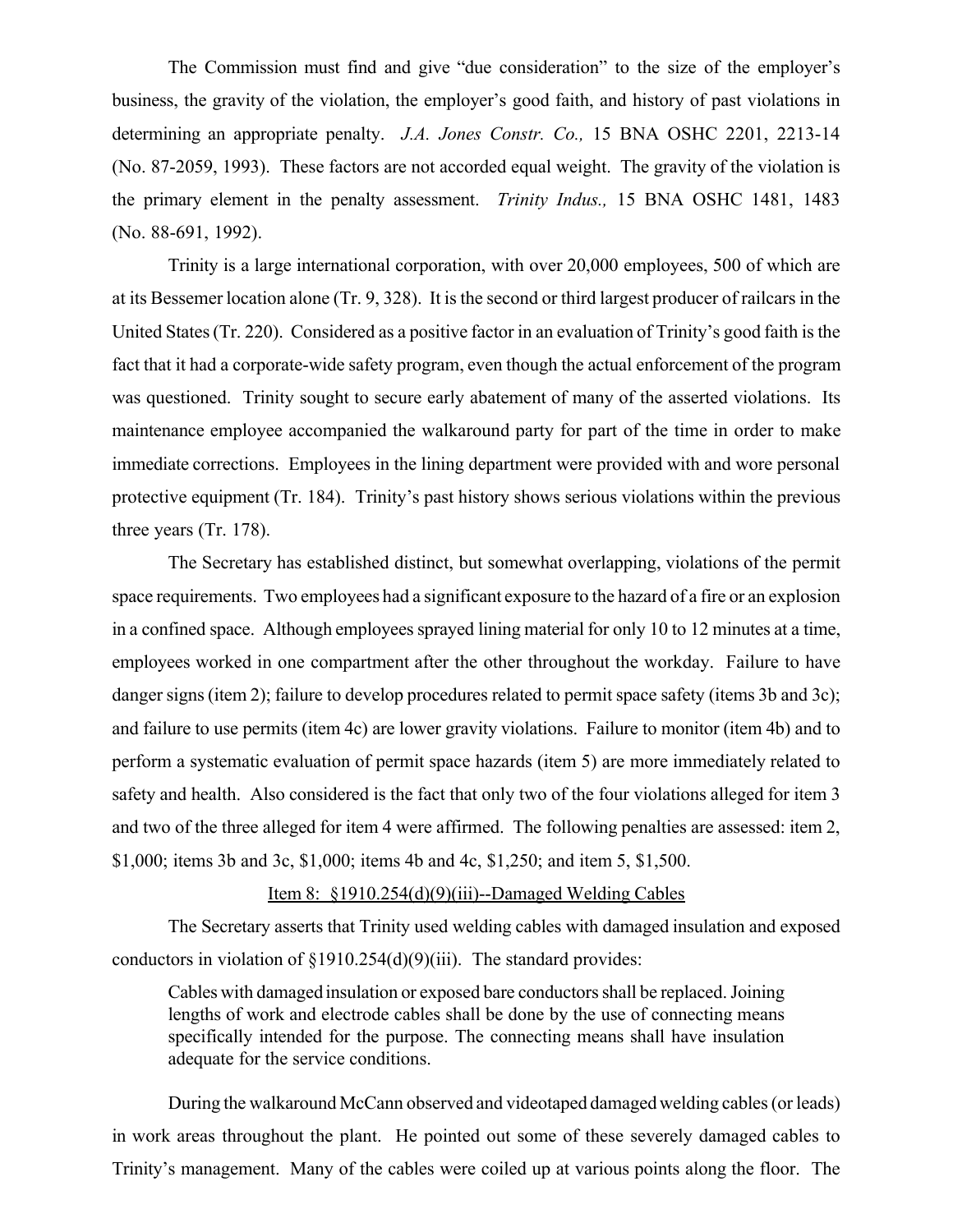The Commission must find and give "due consideration" to the size of the employer's business, the gravity of the violation, the employer's good faith, and history of past violations in determining an appropriate penalty. *J.A. Jones Constr. Co.,* 15 BNA OSHC 2201, 2213-14 (No. 87-2059, 1993). These factors are not accorded equal weight. The gravity of the violation is the primary element in the penalty assessment. *Trinity Indus.,* 15 BNA OSHC 1481, 1483 (No. 88-691, 1992).

Trinity is a large international corporation, with over 20,000 employees, 500 of which are at its Bessemer location alone (Tr. 9, 328). It is the second or third largest producer of railcars in the United States (Tr. 220). Considered as a positive factor in an evaluation of Trinity's good faith is the fact that it had a corporate-wide safety program, even though the actual enforcement of the program was questioned. Trinity sought to secure early abatement of many of the asserted violations. Its maintenance employee accompanied the walkaround party for part of the time in order to make immediate corrections. Employees in the lining department were provided with and wore personal protective equipment (Tr. 184). Trinity's past history shows serious violations within the previous three years (Tr. 178).

The Secretary has established distinct, but somewhat overlapping, violations of the permit space requirements. Two employees had a significant exposure to the hazard of a fire or an explosion in a confined space. Although employees sprayed lining material for only 10 to 12 minutes at a time, employees worked in one compartment after the other throughout the workday. Failure to have danger signs (item 2); failure to develop procedures related to permit space safety (items 3b and 3c); and failure to use permits (item 4c) are lower gravity violations. Failure to monitor (item 4b) and to perform a systematic evaluation of permit space hazards (item 5) are more immediately related to safety and health. Also considered is the fact that only two of the four violations alleged for item 3 and two of the three alleged for item 4 were affirmed. The following penalties are assessed: item 2, $1,000; items 3b and 3c, $1,000; items 4b and 4c, $1,250; and item 5, $1,500.

Item 8: §1910.254(d)(9)(iii)--Damaged Welding Cables

The Secretary asserts that Trinity used welding cables with damaged insulation and exposed conductors in violation of §1910.254(d)(9)(iii). The standard provides:

> Cables with damaged insulation or exposed bare conductors shall be replaced. Joining lengths of work and electrode cables shall be done by the use of connecting means specifically intended for the purpose. The connecting means shall have insulation adequate for the service conditions.

During the walkaround McCann observed and videotaped damaged welding cables (or leads) in work areas throughout the plant. He pointed out some of these severely damaged cables to Trinity's management. Many of the cables were coiled up at various points along the floor. The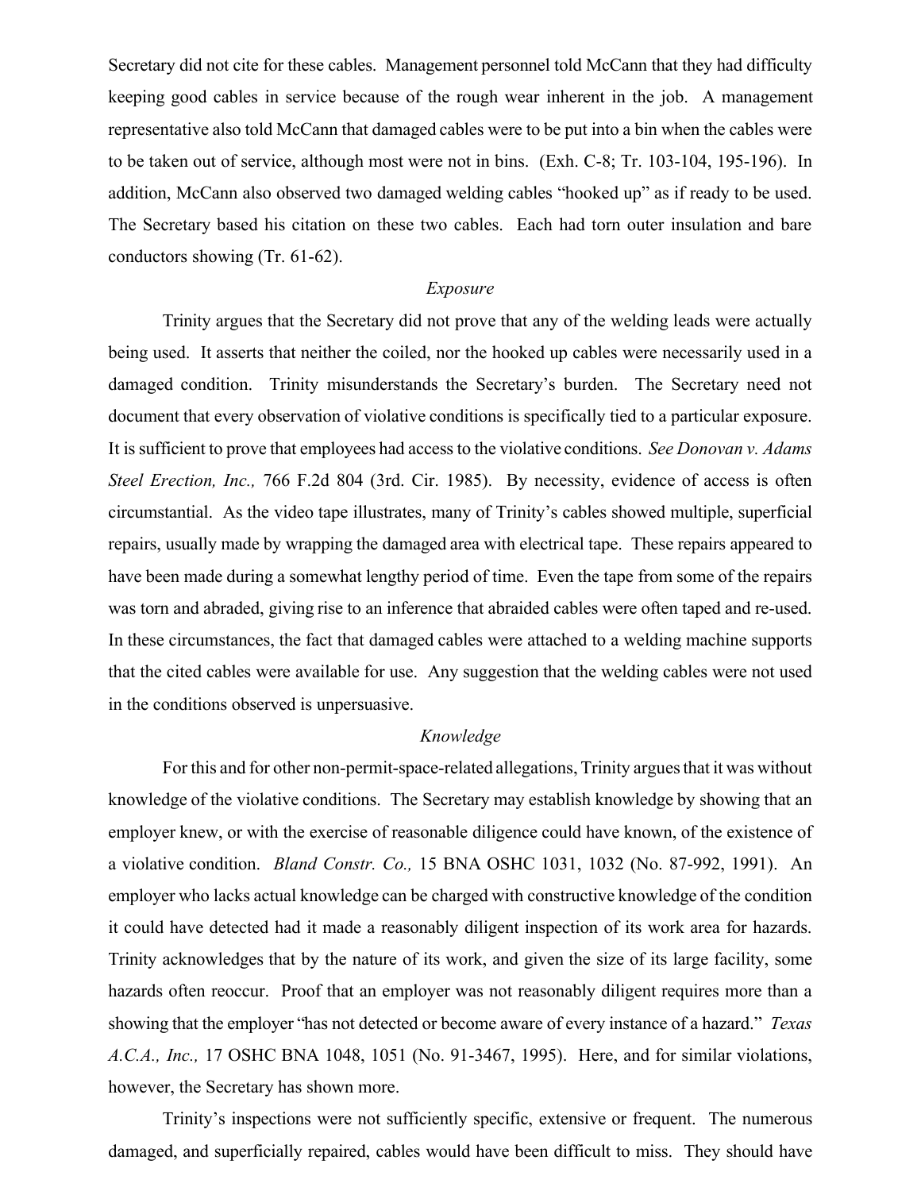Secretary did not cite for these cables. Management personnel told McCann that they had difficulty keeping good cables in service because of the rough wear inherent in the job. A management representative also told McCann that damaged cables were to be put into a bin when the cables were to be taken out of service, although most were not in bins. (Exh. C-8; Tr. 103-104, 195-196). In addition, McCann also observed two damaged welding cables "hooked up" as if ready to be used. The Secretary based his citation on these two cables. Each had torn outer insulation and bare conductors showing (Tr. 61-62).

*Exposure*

Trinity argues that the Secretary did not prove that any of the welding leads were actually being used. It asserts that neither the coiled, nor the hooked up cables were necessarily used in a damaged condition. Trinity misunderstands the Secretary's burden. The Secretary need not document that every observation of violative conditions is specifically tied to a particular exposure. It is sufficient to prove that employees had access to the violative conditions. *See Donovan v. Adams Steel Erection, Inc.,* 766 F.2d 804 (3rd. Cir. 1985). By necessity, evidence of access is often circumstantial. As the video tape illustrates, many of Trinity's cables showed multiple, superficial repairs, usually made by wrapping the damaged area with electrical tape. These repairs appeared to have been made during a somewhat lengthy period of time. Even the tape from some of the repairs was torn and abraded, giving rise to an inference that abraided cables were often taped and re-used. In these circumstances, the fact that damaged cables were attached to a welding machine supports that the cited cables were available for use. Any suggestion that the welding cables were not used in the conditions observed is unpersuasive.

*Knowledge*

For this and for other non-permit-space-related allegations, Trinity argues that it was without knowledge of the violative conditions. The Secretary may establish knowledge by showing that an employer knew, or with the exercise of reasonable diligence could have known, of the existence of a violative condition. *Bland Constr. Co.,* 15 BNA OSHC 1031, 1032 (No. 87-992, 1991). An employer who lacks actual knowledge can be charged with constructive knowledge of the condition it could have detected had it made a reasonably diligent inspection of its work area for hazards. Trinity acknowledges that by the nature of its work, and given the size of its large facility, some hazards often reoccur. Proof that an employer was not reasonably diligent requires more than a showing that the employer "has not detected or become aware of every instance of a hazard." *Texas A.C.A., Inc.,* 17 OSHC BNA 1048, 1051 (No. 91-3467, 1995). Here, and for similar violations, however, the Secretary has shown more.

Trinity's inspections were not sufficiently specific, extensive or frequent. The numerous damaged, and superficially repaired, cables would have been difficult to miss. They should have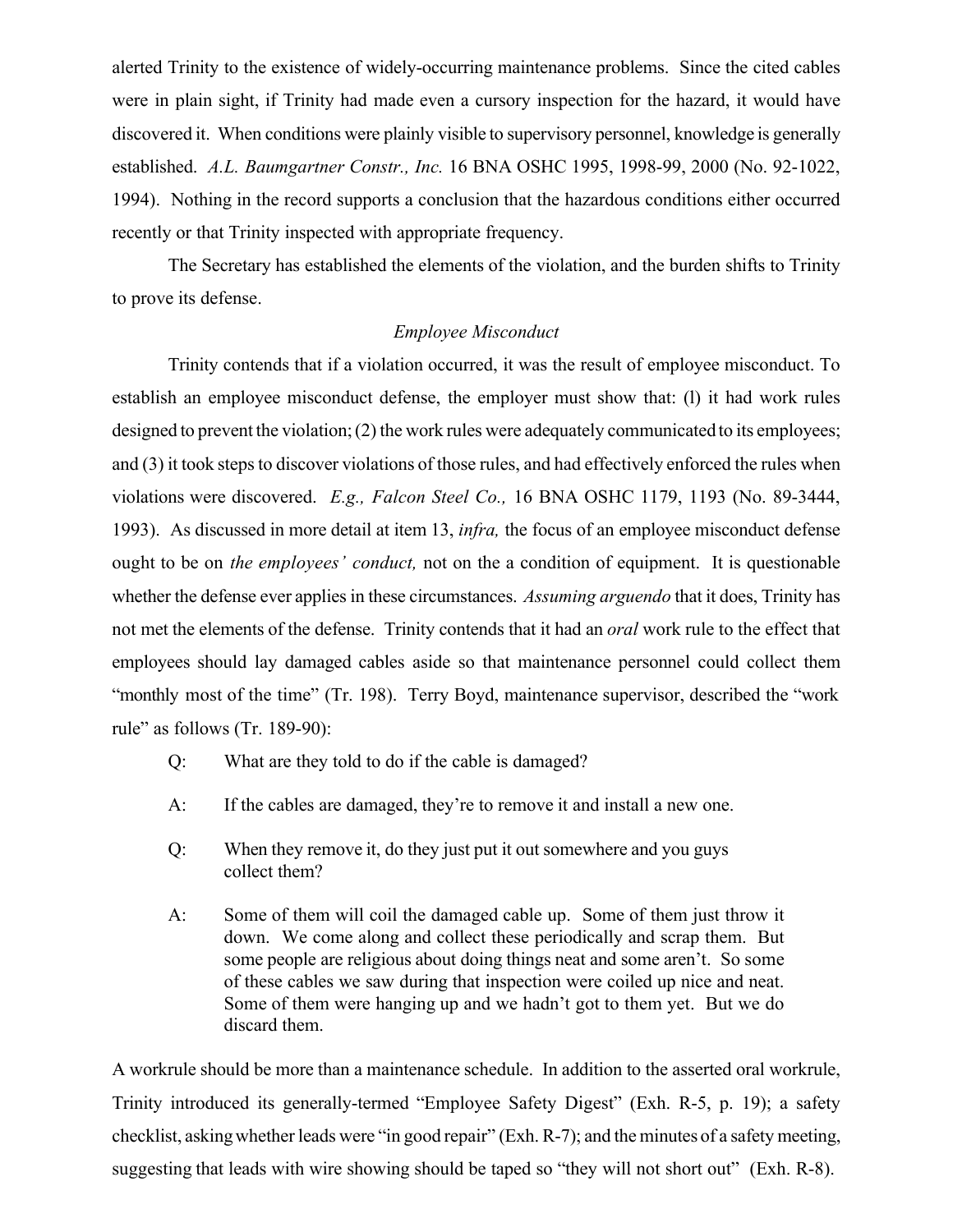alerted Trinity to the existence of widely-occurring maintenance problems. Since the cited cables were in plain sight, if Trinity had made even a cursory inspection for the hazard, it would have discovered it. When conditions were plainly visible to supervisory personnel, knowledge is generally established. *A.L. Baumgartner Constr., Inc.* 16 BNA OSHC 1995, 1998-99, 2000 (No. 92-1022, 1994). Nothing in the record supports a conclusion that the hazardous conditions either occurred recently or that Trinity inspected with appropriate frequency.

The Secretary has established the elements of the violation, and the burden shifts to Trinity to prove its defense.

*Employee Misconduct*

Trinity contends that if a violation occurred, it was the result of employee misconduct. To establish an employee misconduct defense, the employer must show that: (l) it had work rules designed to prevent the violation; (2) the work rules were adequately communicated to its employees; and (3) it took steps to discover violations of those rules, and had effectively enforced the rules when violations were discovered. *E.g., Falcon Steel Co.,* 16 BNA OSHC 1179, 1193 (No. 89-3444, 1993). As discussed in more detail at item 13, *infra,* the focus of an employee misconduct defense ought to be on *the employees' conduct,* not on the a condition of equipment. It is questionable whether the defense ever applies in these circumstances. *Assuming arguendo* that it does, Trinity has not met the elements of the defense. Trinity contends that it had an *oral* work rule to the effect that employees should lay damaged cables aside so that maintenance personnel could collect them "monthly most of the time" (Tr. 198). Terry Boyd, maintenance supervisor, described the "work rule" as follows (Tr. 189-90):

> Q: What are they told to do if the cable is damaged?
>
> A: If the cables are damaged, they're to remove it and install a new one.
>
> Q: When they remove it, do they just put it out somewhere and you guys collect them?
>
> A: Some of them will coil the damaged cable up. Some of them just throw it down. We come along and collect these periodically and scrap them. But some people are religious about doing things neat and some aren't. So some of these cables we saw during that inspection were coiled up nice and neat. Some of them were hanging up and we hadn't got to them yet. But we do discard them.

A workrule should be more than a maintenance schedule. In addition to the asserted oral workrule, Trinity introduced its generally-termed "Employee Safety Digest" (Exh. R-5, p. 19); a safety checklist, asking whether leads were "in good repair" (Exh. R-7); and the minutes of a safety meeting, suggesting that leads with wire showing should be taped so "they will not short out" (Exh. R-8).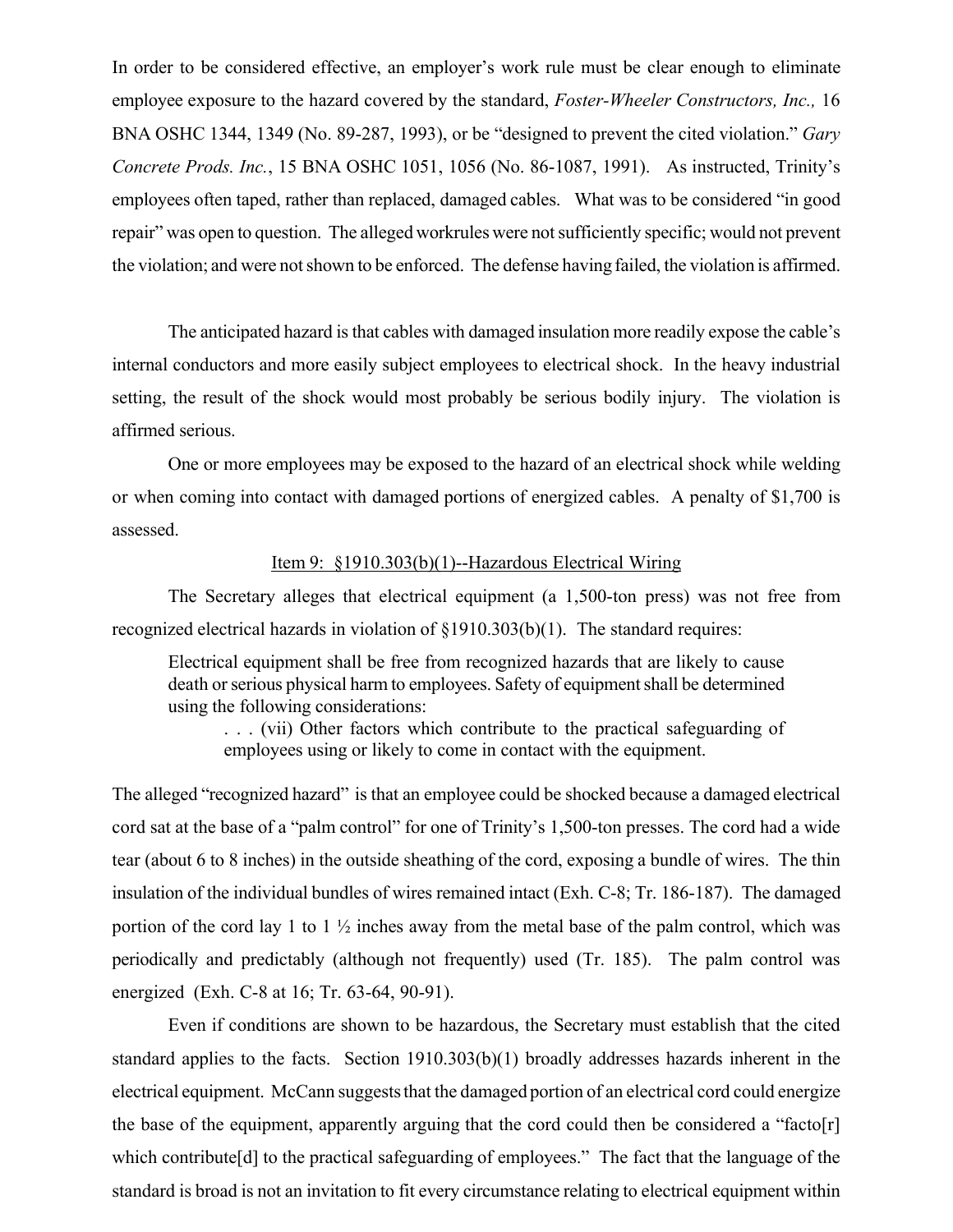In order to be considered effective, an employer's work rule must be clear enough to eliminate employee exposure to the hazard covered by the standard, *Foster-Wheeler Constructors, Inc.,* 16 BNA OSHC 1344, 1349 (No. 89-287, 1993), or be "designed to prevent the cited violation." *Gary Concrete Prods. Inc.*, 15 BNA OSHC 1051, 1056 (No. 86-1087, 1991). As instructed, Trinity's employees often taped, rather than replaced, damaged cables. What was to be considered "in good repair" was open to question. The alleged workrules were not sufficiently specific; would not prevent the violation; and were not shown to be enforced. The defense having failed, the violation is affirmed.

The anticipated hazard is that cables with damaged insulation more readily expose the cable's internal conductors and more easily subject employees to electrical shock. In the heavy industrial setting, the result of the shock would most probably be serious bodily injury. The violation is affirmed serious.

One or more employees may be exposed to the hazard of an electrical shock while welding or when coming into contact with damaged portions of energized cables. A penalty of $1,700 is assessed.

<u>Item 9: §1910.303(b)(1)--Hazardous Electrical Wiring</u>

The Secretary alleges that electrical equipment (a 1,500-ton press) was not free from recognized electrical hazards in violation of §1910.303(b)(1). The standard requires:

> Electrical equipment shall be free from recognized hazards that are likely to cause death or serious physical harm to employees. Safety of equipment shall be determined using the following considerations:
>
> > . . . (vii) Other factors which contribute to the practical safeguarding of employees using or likely to come in contact with the equipment.

The alleged "recognized hazard" is that an employee could be shocked because a damaged electrical cord sat at the base of a "palm control" for one of Trinity's 1,500-ton presses. The cord had a wide tear (about 6 to 8 inches) in the outside sheathing of the cord, exposing a bundle of wires. The thin insulation of the individual bundles of wires remained intact (Exh. C-8; Tr. 186-187). The damaged portion of the cord lay 1 to 1 ½ inches away from the metal base of the palm control, which was periodically and predictably (although not frequently) used (Tr. 185). The palm control was energized (Exh. C-8 at 16; Tr. 63-64, 90-91).

Even if conditions are shown to be hazardous, the Secretary must establish that the cited standard applies to the facts. Section 1910.303(b)(1) broadly addresses hazards inherent in the electrical equipment. McCann suggests that the damaged portion of an electrical cord could energize the base of the equipment, apparently arguing that the cord could then be considered a "facto[r] which contribute[d] to the practical safeguarding of employees." The fact that the language of the standard is broad is not an invitation to fit every circumstance relating to electrical equipment within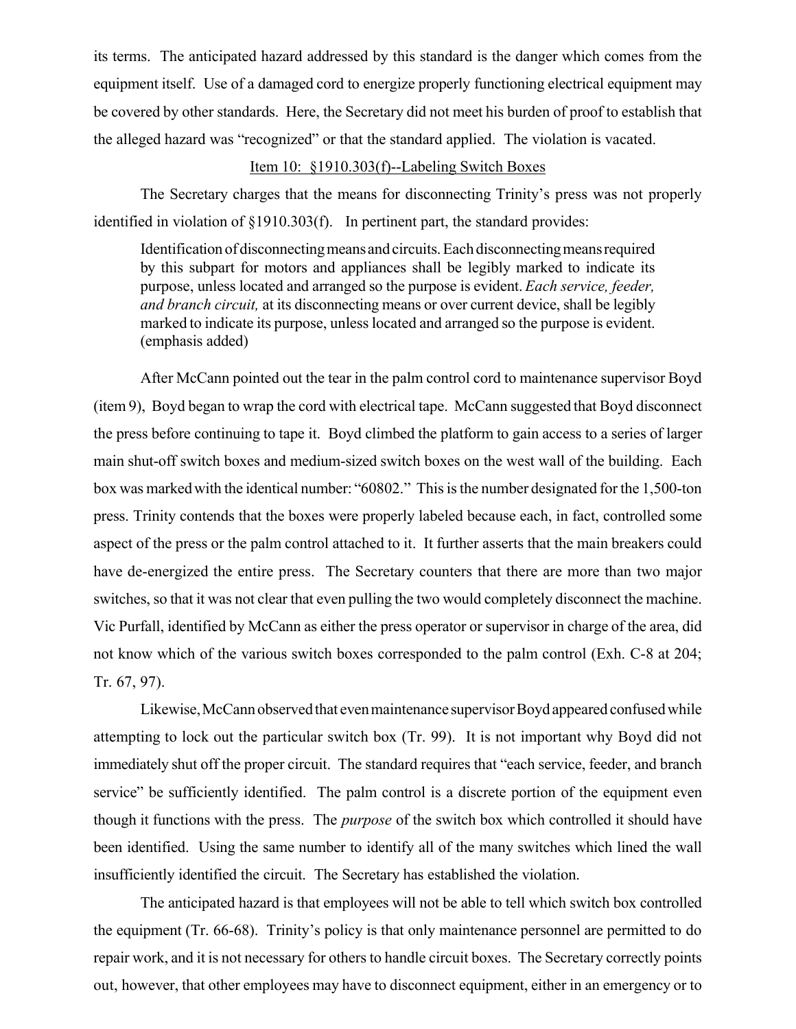its terms. The anticipated hazard addressed by this standard is the danger which comes from the equipment itself. Use of a damaged cord to energize properly functioning electrical equipment may be covered by other standards. Here, the Secretary did not meet his burden of proof to establish that the alleged hazard was "recognized" or that the standard applied. The violation is vacated.

Item 10: §1910.303(f)--Labeling Switch Boxes

The Secretary charges that the means for disconnecting Trinity's press was not properly identified in violation of §1910.303(f). In pertinent part, the standard provides:

> Identification of disconnecting means and circuits. Each disconnecting means required by this subpart for motors and appliances shall be legibly marked to indicate its purpose, unless located and arranged so the purpose is evident. *Each service, feeder, and branch circuit,* at its disconnecting means or over current device, shall be legibly marked to indicate its purpose, unless located and arranged so the purpose is evident. (emphasis added)

After McCann pointed out the tear in the palm control cord to maintenance supervisor Boyd (item 9), Boyd began to wrap the cord with electrical tape. McCann suggested that Boyd disconnect the press before continuing to tape it. Boyd climbed the platform to gain access to a series of larger main shut-off switch boxes and medium-sized switch boxes on the west wall of the building. Each box was marked with the identical number: "60802." This is the number designated for the 1,500-ton press. Trinity contends that the boxes were properly labeled because each, in fact, controlled some aspect of the press or the palm control attached to it. It further asserts that the main breakers could have de-energized the entire press. The Secretary counters that there are more than two major switches, so that it was not clear that even pulling the two would completely disconnect the machine. Vic Purfall, identified by McCann as either the press operator or supervisor in charge of the area, did not know which of the various switch boxes corresponded to the palm control (Exh. C-8 at 204; Tr. 67, 97).

Likewise, McCann observed that even maintenance supervisor Boyd appeared confused while attempting to lock out the particular switch box (Tr. 99). It is not important why Boyd did not immediately shut off the proper circuit. The standard requires that "each service, feeder, and branch service" be sufficiently identified. The palm control is a discrete portion of the equipment even though it functions with the press. The *purpose* of the switch box which controlled it should have been identified. Using the same number to identify all of the many switches which lined the wall insufficiently identified the circuit. The Secretary has established the violation.

The anticipated hazard is that employees will not be able to tell which switch box controlled the equipment (Tr. 66-68). Trinity's policy is that only maintenance personnel are permitted to do repair work, and it is not necessary for others to handle circuit boxes. The Secretary correctly points out, however, that other employees may have to disconnect equipment, either in an emergency or to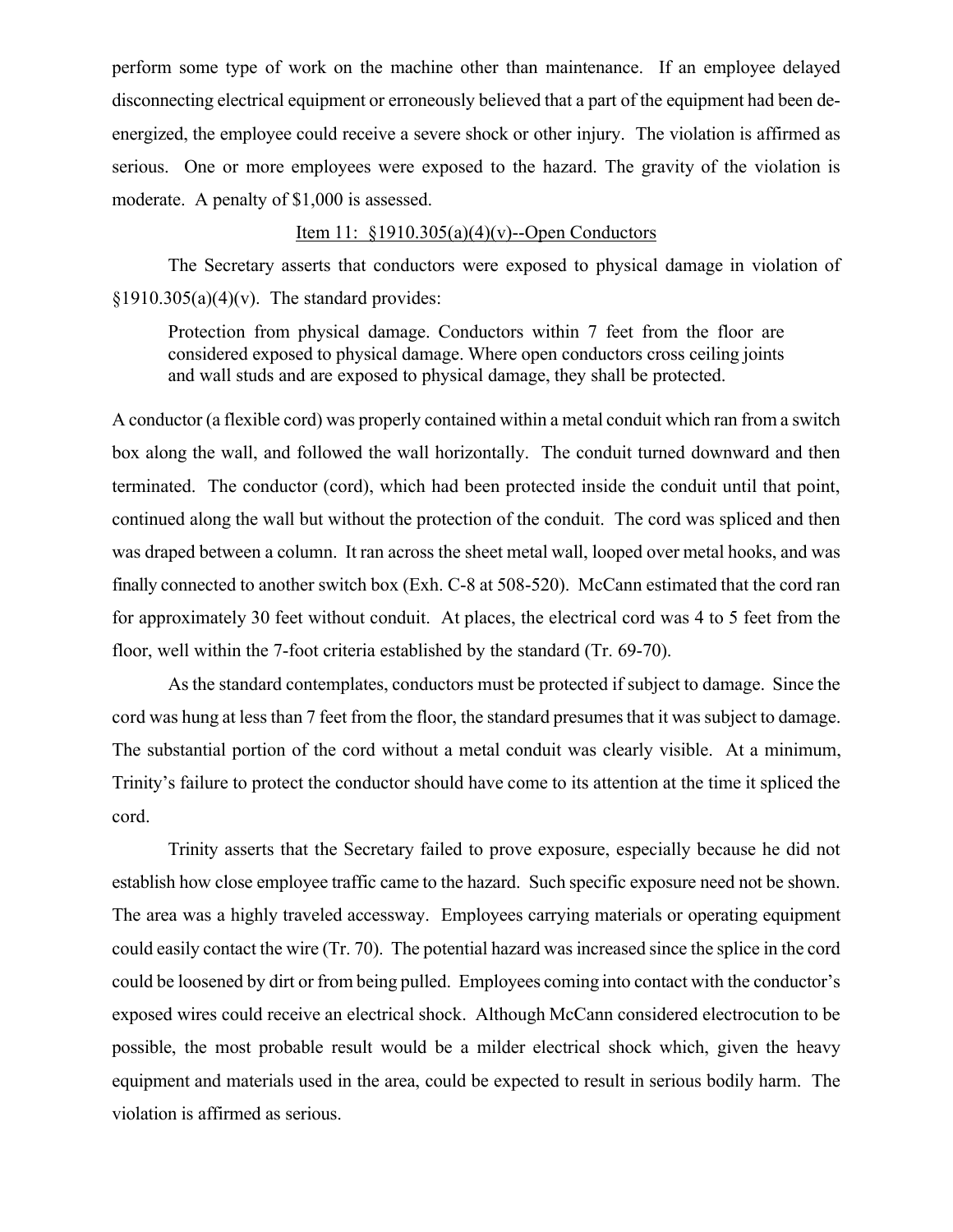perform some type of work on the machine other than maintenance. If an employee delayed disconnecting electrical equipment or erroneously believed that a part of the equipment had been de-energized, the employee could receive a severe shock or other injury. The violation is affirmed as serious. One or more employees were exposed to the hazard. The gravity of the violation is moderate. A penalty of $1,000 is assessed.

Item 11: §1910.305(a)(4)(v)--Open Conductors

The Secretary asserts that conductors were exposed to physical damage in violation of §1910.305(a)(4)(v). The standard provides:

> Protection from physical damage. Conductors within 7 feet from the floor are considered exposed to physical damage. Where open conductors cross ceiling joints and wall studs and are exposed to physical damage, they shall be protected.

A conductor (a flexible cord) was properly contained within a metal conduit which ran from a switch box along the wall, and followed the wall horizontally. The conduit turned downward and then terminated. The conductor (cord), which had been protected inside the conduit until that point, continued along the wall but without the protection of the conduit. The cord was spliced and then was draped between a column. It ran across the sheet metal wall, looped over metal hooks, and was finally connected to another switch box (Exh. C-8 at 508-520). McCann estimated that the cord ran for approximately 30 feet without conduit. At places, the electrical cord was 4 to 5 feet from the floor, well within the 7-foot criteria established by the standard (Tr. 69-70).

As the standard contemplates, conductors must be protected if subject to damage. Since the cord was hung at less than 7 feet from the floor, the standard presumes that it was subject to damage. The substantial portion of the cord without a metal conduit was clearly visible. At a minimum, Trinity's failure to protect the conductor should have come to its attention at the time it spliced the cord.

Trinity asserts that the Secretary failed to prove exposure, especially because he did not establish how close employee traffic came to the hazard. Such specific exposure need not be shown. The area was a highly traveled accessway. Employees carrying materials or operating equipment could easily contact the wire (Tr. 70). The potential hazard was increased since the splice in the cord could be loosened by dirt or from being pulled. Employees coming into contact with the conductor's exposed wires could receive an electrical shock. Although McCann considered electrocution to be possible, the most probable result would be a milder electrical shock which, given the heavy equipment and materials used in the area, could be expected to result in serious bodily harm. The violation is affirmed as serious.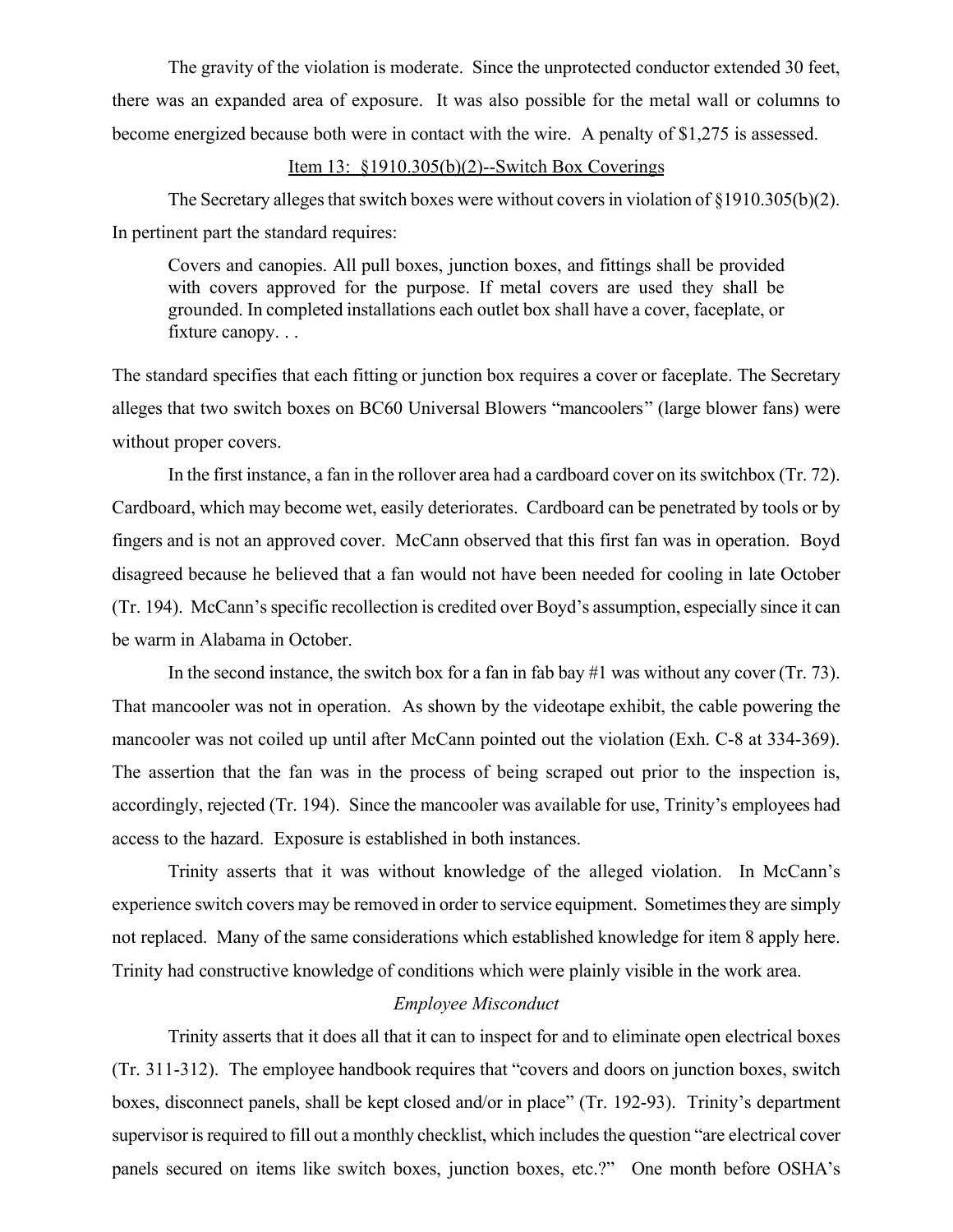The gravity of the violation is moderate. Since the unprotected conductor extended 30 feet, there was an expanded area of exposure. It was also possible for the metal wall or columns to become energized because both were in contact with the wire. A penalty of $1,275 is assessed.

Item 13: §1910.305(b)(2)--Switch Box Coverings

The Secretary alleges that switch boxes were without covers in violation of §1910.305(b)(2). In pertinent part the standard requires:

> Covers and canopies. All pull boxes, junction boxes, and fittings shall be provided with covers approved for the purpose. If metal covers are used they shall be grounded. In completed installations each outlet box shall have a cover, faceplate, or fixture canopy. . .

The standard specifies that each fitting or junction box requires a cover or faceplate. The Secretary alleges that two switch boxes on BC60 Universal Blowers "mancoolers" (large blower fans) were without proper covers.

In the first instance, a fan in the rollover area had a cardboard cover on its switchbox (Tr. 72). Cardboard, which may become wet, easily deteriorates. Cardboard can be penetrated by tools or by fingers and is not an approved cover. McCann observed that this first fan was in operation. Boyd disagreed because he believed that a fan would not have been needed for cooling in late October (Tr. 194). McCann's specific recollection is credited over Boyd's assumption, especially since it can be warm in Alabama in October.

In the second instance, the switch box for a fan in fab bay #1 was without any cover (Tr. 73). That mancooler was not in operation. As shown by the videotape exhibit, the cable powering the mancooler was not coiled up until after McCann pointed out the violation (Exh. C-8 at 334-369). The assertion that the fan was in the process of being scraped out prior to the inspection is, accordingly, rejected (Tr. 194). Since the mancooler was available for use, Trinity's employees had access to the hazard. Exposure is established in both instances.

Trinity asserts that it was without knowledge of the alleged violation. In McCann's experience switch covers may be removed in order to service equipment. Sometimes they are simply not replaced. Many of the same considerations which established knowledge for item 8 apply here. Trinity had constructive knowledge of conditions which were plainly visible in the work area.

*Employee Misconduct*

Trinity asserts that it does all that it can to inspect for and to eliminate open electrical boxes (Tr. 311-312). The employee handbook requires that "covers and doors on junction boxes, switch boxes, disconnect panels, shall be kept closed and/or in place" (Tr. 192-93). Trinity's department supervisor is required to fill out a monthly checklist, which includes the question "are electrical cover panels secured on items like switch boxes, junction boxes, etc.?" One month before OSHA's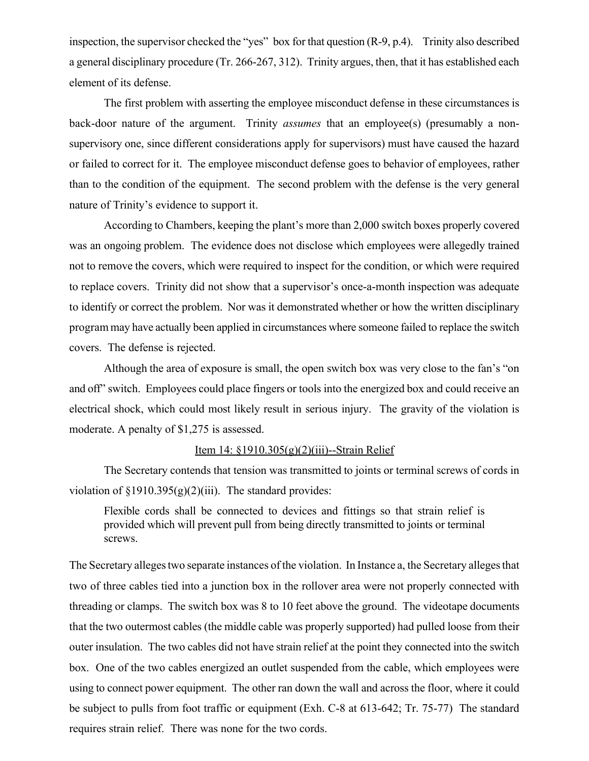inspection, the supervisor checked the "yes" box for that question (R-9, p.4). Trinity also described a general disciplinary procedure (Tr. 266-267, 312). Trinity argues, then, that it has established each element of its defense.

The first problem with asserting the employee misconduct defense in these circumstances is back-door nature of the argument. Trinity *assumes* that an employee(s) (presumably a non-supervisory one, since different considerations apply for supervisors) must have caused the hazard or failed to correct for it. The employee misconduct defense goes to behavior of employees, rather than to the condition of the equipment. The second problem with the defense is the very general nature of Trinity's evidence to support it.

According to Chambers, keeping the plant's more than 2,000 switch boxes properly covered was an ongoing problem. The evidence does not disclose which employees were allegedly trained not to remove the covers, which were required to inspect for the condition, or which were required to replace covers. Trinity did not show that a supervisor's once-a-month inspection was adequate to identify or correct the problem. Nor was it demonstrated whether or how the written disciplinary program may have actually been applied in circumstances where someone failed to replace the switch covers. The defense is rejected.

Although the area of exposure is small, the open switch box was very close to the fan's "on and off" switch. Employees could place fingers or tools into the energized box and could receive an electrical shock, which could most likely result in serious injury. The gravity of the violation is moderate. A penalty of $1,275 is assessed.

<u>Item 14: §1910.305(g)(2)(iii)--Strain Relief</u>

The Secretary contends that tension was transmitted to joints or terminal screws of cords in violation of §1910.395(g)(2)(iii). The standard provides:

> Flexible cords shall be connected to devices and fittings so that strain relief is provided which will prevent pull from being directly transmitted to joints or terminal screws.

The Secretary alleges two separate instances of the violation. In Instance a, the Secretary alleges that two of three cables tied into a junction box in the rollover area were not properly connected with threading or clamps. The switch box was 8 to 10 feet above the ground. The videotape documents that the two outermost cables (the middle cable was properly supported) had pulled loose from their outer insulation. The two cables did not have strain relief at the point they connected into the switch box. One of the two cables energized an outlet suspended from the cable, which employees were using to connect power equipment. The other ran down the wall and across the floor, where it could be subject to pulls from foot traffic or equipment (Exh. C-8 at 613-642; Tr. 75-77) The standard requires strain relief. There was none for the two cords.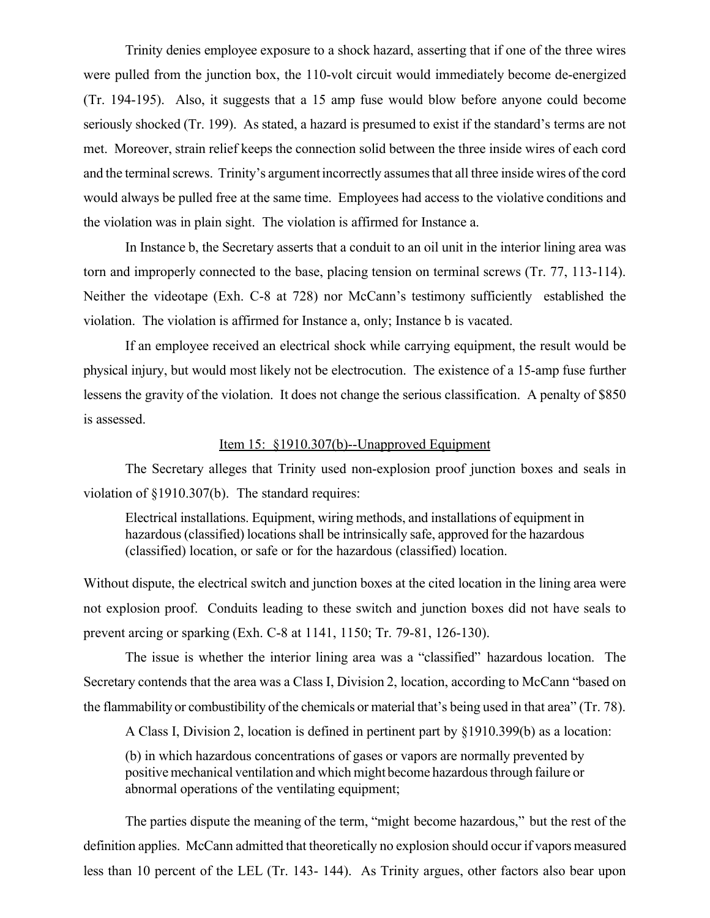Trinity denies employee exposure to a shock hazard, asserting that if one of the three wires were pulled from the junction box, the 110-volt circuit would immediately become de-energized (Tr. 194-195). Also, it suggests that a 15 amp fuse would blow before anyone could become seriously shocked (Tr. 199). As stated, a hazard is presumed to exist if the standard's terms are not met. Moreover, strain relief keeps the connection solid between the three inside wires of each cord and the terminal screws. Trinity's argument incorrectly assumes that all three inside wires of the cord would always be pulled free at the same time. Employees had access to the violative conditions and the violation was in plain sight. The violation is affirmed for Instance a.

In Instance b, the Secretary asserts that a conduit to an oil unit in the interior lining area was torn and improperly connected to the base, placing tension on terminal screws (Tr. 77, 113-114). Neither the videotape (Exh. C-8 at 728) nor McCann's testimony sufficiently established the violation. The violation is affirmed for Instance a, only; Instance b is vacated.

If an employee received an electrical shock while carrying equipment, the result would be physical injury, but would most likely not be electrocution. The existence of a 15-amp fuse further lessens the gravity of the violation. It does not change the serious classification. A penalty of $850 is assessed.

<u>Item 15: §1910.307(b)--Unapproved Equipment</u>

The Secretary alleges that Trinity used non-explosion proof junction boxes and seals in violation of §1910.307(b). The standard requires:

> Electrical installations. Equipment, wiring methods, and installations of equipment in hazardous (classified) locations shall be intrinsically safe, approved for the hazardous (classified) location, or safe or for the hazardous (classified) location.

Without dispute, the electrical switch and junction boxes at the cited location in the lining area were not explosion proof. Conduits leading to these switch and junction boxes did not have seals to prevent arcing or sparking (Exh. C-8 at 1141, 1150; Tr. 79-81, 126-130).

The issue is whether the interior lining area was a "classified" hazardous location. The Secretary contends that the area was a Class I, Division 2, location, according to McCann "based on the flammability or combustibility of the chemicals or material that's being used in that area" (Tr. 78).

A Class I, Division 2, location is defined in pertinent part by §1910.399(b) as a location:

> (b) in which hazardous concentrations of gases or vapors are normally prevented by positive mechanical ventilation and which might become hazardous through failure or abnormal operations of the ventilating equipment;

The parties dispute the meaning of the term, "might become hazardous," but the rest of the definition applies. McCann admitted that theoretically no explosion should occur if vapors measured less than 10 percent of the LEL (Tr. 143- 144). As Trinity argues, other factors also bear upon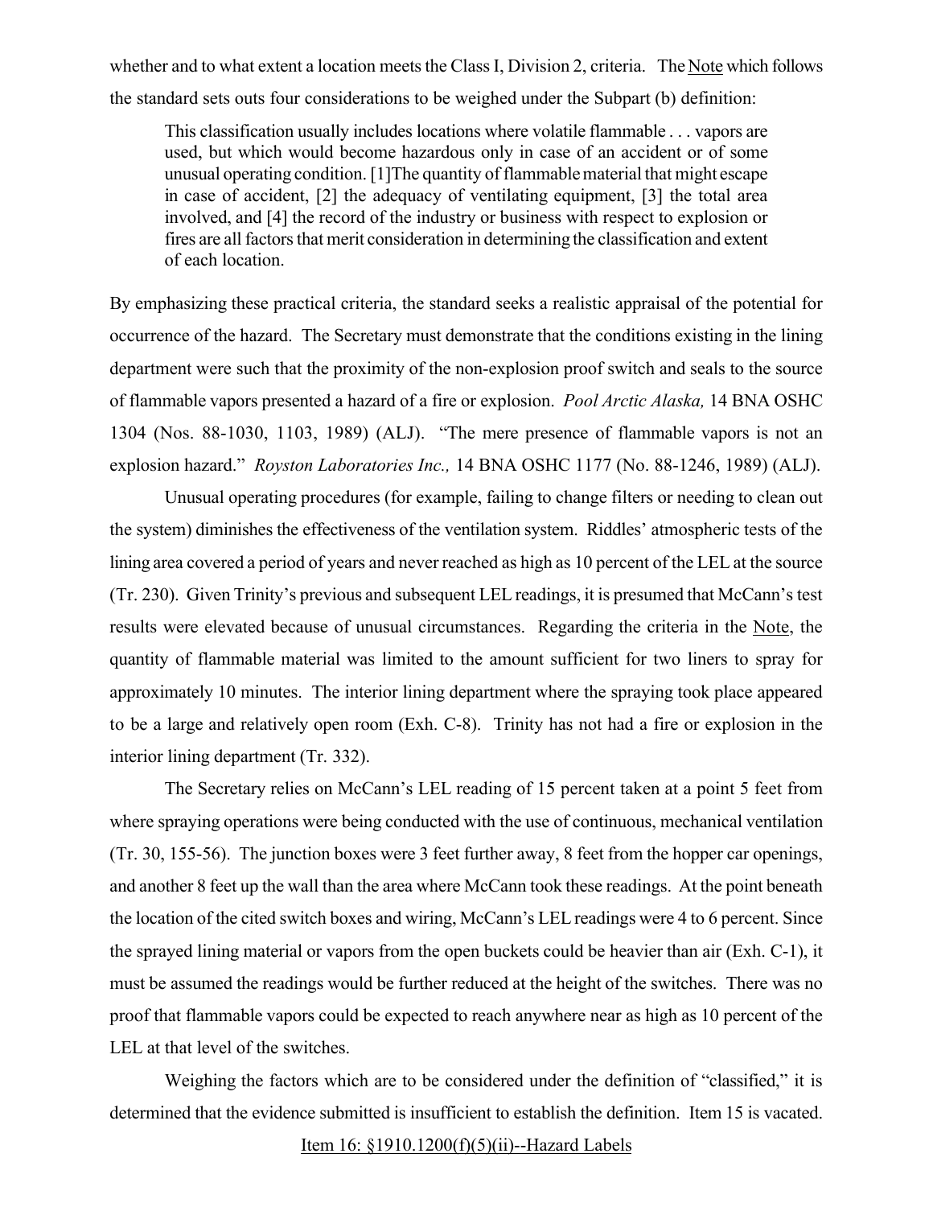whether and to what extent a location meets the Class I, Division 2, criteria. The Note which follows the standard sets outs four considerations to be weighed under the Subpart (b) definition:

> This classification usually includes locations where volatile flammable . . . vapors are used, but which would become hazardous only in case of an accident or of some unusual operating condition. [1]The quantity of flammable material that might escape in case of accident, [2] the adequacy of ventilating equipment, [3] the total area involved, and [4] the record of the industry or business with respect to explosion or fires are all factors that merit consideration in determining the classification and extent of each location.

By emphasizing these practical criteria, the standard seeks a realistic appraisal of the potential for occurrence of the hazard. The Secretary must demonstrate that the conditions existing in the lining department were such that the proximity of the non-explosion proof switch and seals to the source of flammable vapors presented a hazard of a fire or explosion. *Pool Arctic Alaska,* 14 BNA OSHC 1304 (Nos. 88-1030, 1103, 1989) (ALJ). "The mere presence of flammable vapors is not an explosion hazard." *Royston Laboratories Inc.,* 14 BNA OSHC 1177 (No. 88-1246, 1989) (ALJ).

Unusual operating procedures (for example, failing to change filters or needing to clean out the system) diminishes the effectiveness of the ventilation system. Riddles' atmospheric tests of the lining area covered a period of years and never reached as high as 10 percent of the LEL at the source (Tr. 230). Given Trinity's previous and subsequent LEL readings, it is presumed that McCann's test results were elevated because of unusual circumstances. Regarding the criteria in the Note, the quantity of flammable material was limited to the amount sufficient for two liners to spray for approximately 10 minutes. The interior lining department where the spraying took place appeared to be a large and relatively open room (Exh. C-8). Trinity has not had a fire or explosion in the interior lining department (Tr. 332).

The Secretary relies on McCann's LEL reading of 15 percent taken at a point 5 feet from where spraying operations were being conducted with the use of continuous, mechanical ventilation (Tr. 30, 155-56). The junction boxes were 3 feet further away, 8 feet from the hopper car openings, and another 8 feet up the wall than the area where McCann took these readings. At the point beneath the location of the cited switch boxes and wiring, McCann's LEL readings were 4 to 6 percent. Since the sprayed lining material or vapors from the open buckets could be heavier than air (Exh. C-1), it must be assumed the readings would be further reduced at the height of the switches. There was no proof that flammable vapors could be expected to reach anywhere near as high as 10 percent of the LEL at that level of the switches.

Weighing the factors which are to be considered under the definition of "classified," it is determined that the evidence submitted is insufficient to establish the definition. Item 15 is vacated.

Item 16: §1910.1200(f)(5)(ii)--Hazard Labels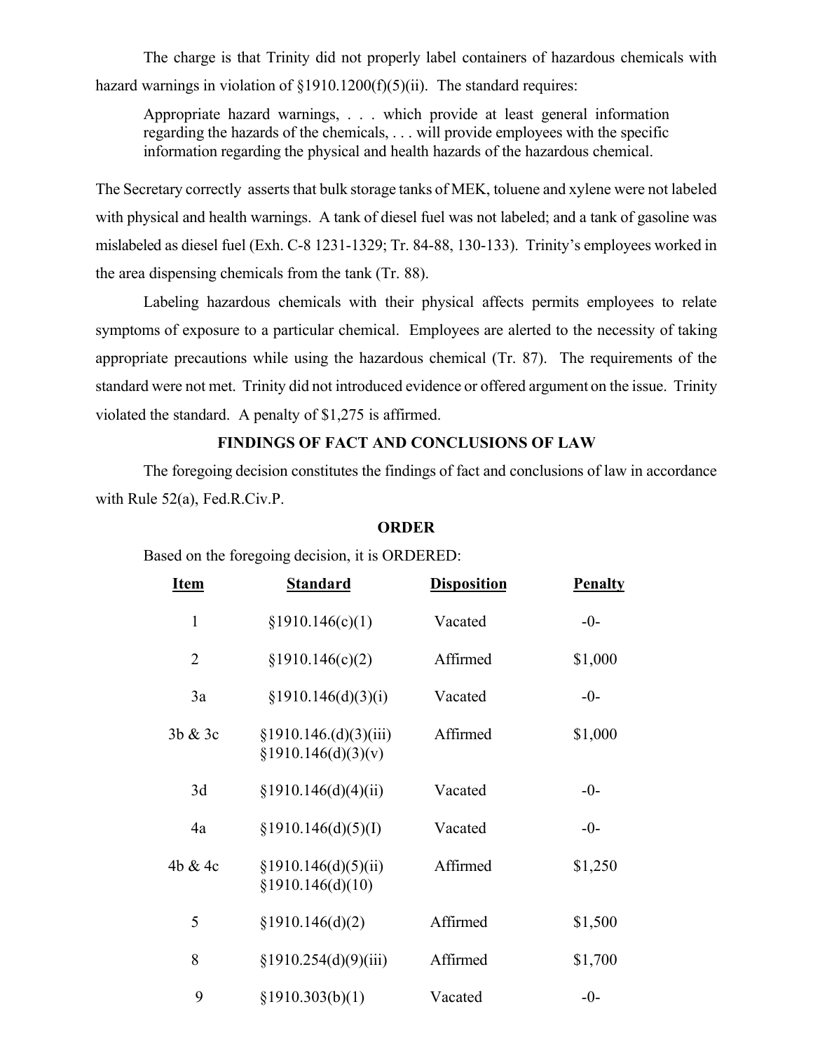The charge is that Trinity did not properly label containers of hazardous chemicals with hazard warnings in violation of §1910.1200(f)(5)(ii). The standard requires:

> Appropriate hazard warnings, . . . which provide at least general information regarding the hazards of the chemicals, . . . will provide employees with the specific information regarding the physical and health hazards of the hazardous chemical.

The Secretary correctly asserts that bulk storage tanks of MEK, toluene and xylene were not labeled with physical and health warnings. A tank of diesel fuel was not labeled; and a tank of gasoline was mislabeled as diesel fuel (Exh. C-8 1231-1329; Tr. 84-88, 130-133). Trinity's employees worked in the area dispensing chemicals from the tank (Tr. 88).

Labeling hazardous chemicals with their physical affects permits employees to relate symptoms of exposure to a particular chemical. Employees are alerted to the necessity of taking appropriate precautions while using the hazardous chemical (Tr. 87). The requirements of the standard were not met. Trinity did not introduced evidence or offered argument on the issue. Trinity violated the standard. A penalty of $1,275 is affirmed.

## FINDINGS OF FACT AND CONCLUSIONS OF LAW

The foregoing decision constitutes the findings of fact and conclusions of law in accordance with Rule 52(a), Fed.R.Civ.P.

## ORDER

Based on the foregoing decision, it is ORDERED:

| Item | Standard | Disposition | Penalty |
|---|---|---|---|
| 1 | §1910.146(c)(1) | Vacated | -0- |
| 2 | §1910.146(c)(2) | Affirmed | $1,000 |
| 3a | §1910.146(d)(3)(i) | Vacated | -0- |
| 3b & 3c | §1910.146.(d)(3)(iii) §1910.146(d)(3)(v) | Affirmed | $1,000 |
| 3d | §1910.146(d)(4)(ii) | Vacated | -0- |
| 4a | §1910.146(d)(5)(I) | Vacated | -0- |
| 4b & 4c | §1910.146(d)(5)(ii) §1910.146(d)(10) | Affirmed | $1,250 |
| 5 | §1910.146(d)(2) | Affirmed | $1,500 |
| 8 | §1910.254(d)(9)(iii) | Affirmed | $1,700 |
| 9 | §1910.303(b)(1) | Vacated | -0- |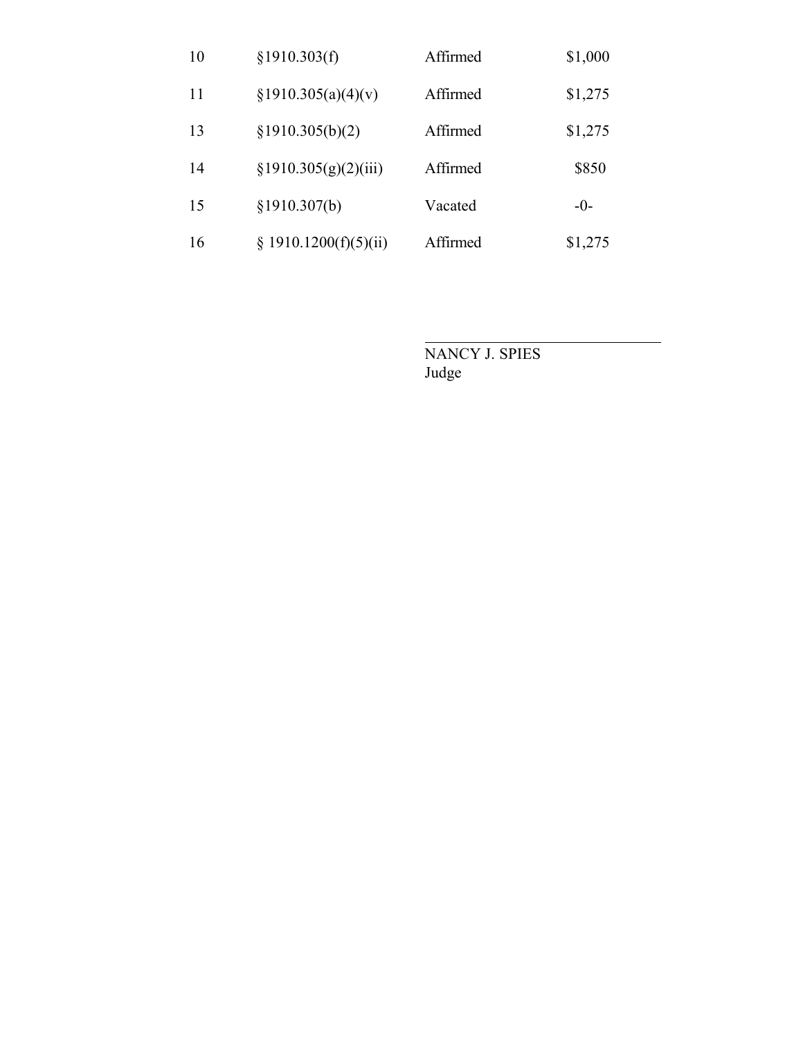| | | | |
|---|---|---|---|
| 10 | §1910.303(f) | Affirmed | $1,000 |
| 11 | §1910.305(a)(4)(v) | Affirmed | $1,275 |
| 13 | §1910.305(b)(2) | Affirmed | $1,275 |
| 14 | §1910.305(g)(2)(iii) | Affirmed | $850 |
| 15 | §1910.307(b) | Vacated | -0- |
| 16 | § 1910.1200(f)(5)(ii) | Affirmed | $1,275 |

NANCY J. SPIES
Judge